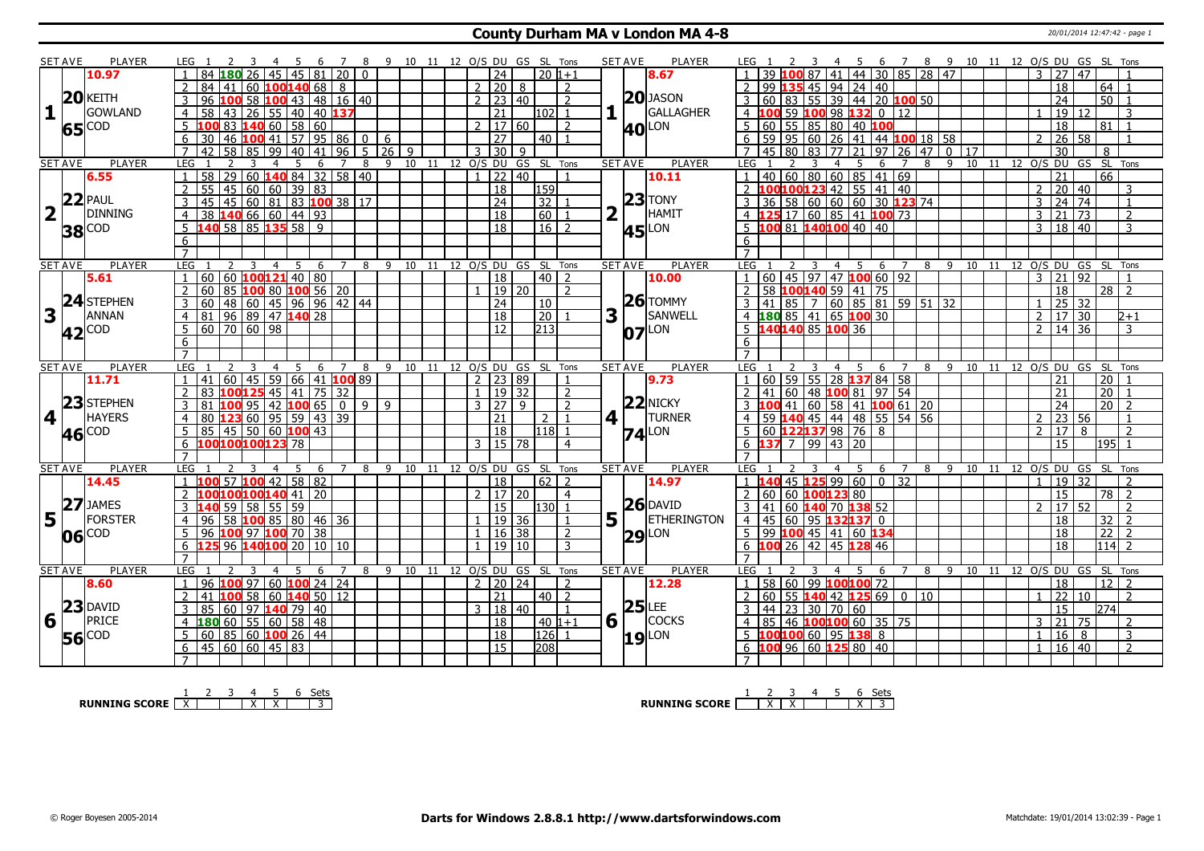# County Durham MA v London MA 4-8

20/01/2014 12:47:42 - page 1

| SET | AVE | PLAYER | LEG | 1 | 2 | 3 | 4 | 5 | 6 | 7 | 8 | 9 | 10 | 11 | 12 | O/S | DU | GS | SL | Tons | SET | AVE | PLAYER | LEG | 1 | 2 | 3 | 4 | 5 | 6 | 7 | 8 | 9 | 10 | 11 | 12 | O/S | DU | GS | SL | Tons |
|---|---|---|---|---|---|---|---|---|---|---|---|---|---|---|---|---|---|---|---|---|---|---|---|---|---|---|---|---|---|---|---|---|---|---|---|---|---|---|---|---|---|
| 1 | 10.97 / 20.65 | KEITH GOWLAND COD | 1 | 84 | 180 | 26 | 45 | 45 | 81 | 20 | 0 | | | | | | 24 | | 20 | 1+1 | 1 | 8.67 / 20.40 | JASON GALLAGHER LON | 1 | 39 | 100 | 87 | 41 | 44 | 30 | 85 | 28 | 47 | | | | 3 | 27 | 47 | | 1 |
| | | | 2 | 84 | 41 | 60 | 100 | 140 | 68 | 8 | | | | | | 2 | 20 | 8 | | 2 | | | | 2 | 99 | 135 | 45 | 94 | 24 | 40 | | | | | | | | 18 | | 64 | 1 |
| | | | 3 | 96 | 100 | 58 | 100 | 43 | 48 | 16 | 40 | | | | | 2 | 23 | 40 | | 2 | | | | 3 | 60 | 83 | 55 | 39 | 44 | 20 | 100 | 50 | | | | | | 24 | | 50 | 1 |
| | | | 4 | 58 | 43 | 26 | 55 | 40 | 40 | 137 | | | | | | | 21 | | 102 | 1 | | | | 4 | 100 | 59 | 100 | 98 | 132 | 0 | 12 | | | | | | 1 | 19 | 12 | | 3 |
| | | | 5 | 100 | 83 | 140 | 60 | 58 | 60 | | | | | | | 2 | 17 | 60 | | 2 | | | | 5 | 60 | 55 | 85 | 80 | 40 | 100 | | | | | | | | 18 | | 81 | 1 |
| | | | 6 | 30 | 46 | 100 | 41 | 57 | 95 | 86 | 0 | 6 | | | | | 27 | | 40 | 1 | | | | 6 | 59 | 95 | 60 | 26 | 41 | 44 | 100 | 18 | 58 | | | | 2 | 26 | 58 | | 1 |
| | | | 7 | 42 | 58 | 85 | 99 | 40 | 41 | 96 | 5 | 26 | 9 | | | 3 | 30 | 9 | | | | | | 7 | 45 | 80 | 83 | 77 | 21 | 97 | 26 | 47 | 0 | 17 | | | | 30 | | 8 | |
| 2 | 6.55 / 22.38 | PAUL DINNING COD | 1 | 58 | 29 | 60 | 140 | 84 | 32 | 58 | 40 | | | | | 1 | 22 | 40 | | 1 | 2 | 10.11 / 23.45 | TONY HAMIT LON | 1 | 40 | 60 | 80 | 60 | 85 | 41 | 69 | | | | | | | 21 | | 66 | |
| | | | 2 | 55 | 45 | 60 | 60 | 39 | 83 | | | | | | | | 18 | | 159 | | | | | 2 | 100 | 100 | 123 | 42 | 55 | 41 | 40 | | | | | | 2 | 20 | 40 | | 3 |
| | | | 3 | 45 | 45 | 60 | 81 | 83 | 100 | 38 | 17 | | | | | | 24 | | 32 | 1 | | | | 3 | 36 | 58 | 60 | 60 | 60 | 30 | 123 | 74 | | | | | 3 | 24 | 74 | | 1 |
| | | | 4 | 38 | 140 | 66 | 60 | 44 | 93 | | | | | | | | 18 | | 60 | 1 | | | | 4 | 125 | 17 | 60 | 85 | 41 | 100 | 73 | | | | | | 3 | 21 | 73 | | 2 |
| | | | 5 | 140 | 58 | 85 | 135 | 58 | 9 | | | | | | | | 18 | | 16 | 2 | | | | 5 | 100 | 81 | 140 | 100 | 40 | 40 | | | | | | | 3 | 18 | 40 | | 3 |
| | | | 6 | | | | | | | | | | | | | | | | | | | | | 6 | | | | | | | | | | | | | | | | | |
| | | | 7 | | | | | | | | | | | | | | | | | | | | | 7 | | | | | | | | | | | | | | | | | |
| 3 | 5.61 / 24.42 | STEPHEN ANNAN COD | 1 | 60 | 60 | 100 | 121 | 40 | 80 | | | | | | | | 18 | | 40 | 2 | 3 | 10.00 / 26.07 | TOMMY SANWELL LON | 1 | 60 | 45 | 97 | 47 | 100 | 60 | 92 | | | | | | 3 | 21 | 92 | | 1 |
| | | | 2 | 60 | 85 | 100 | 80 | 100 | 56 | 20 | | | | | | 1 | 19 | 20 | | 2 | | | | 2 | 58 | 100 | 140 | 59 | 41 | 75 | | | | | | | | 18 | | 28 | 2 |
| | | | 3 | 60 | 48 | 60 | 45 | 96 | 96 | 42 | 44 | | | | | | 24 | | 10 | | | | | 3 | 41 | 85 | 7 | 60 | 85 | 81 | 59 | 51 | 32 | | | | 1 | 25 | 32 | | |
| | | | 4 | 81 | 96 | 89 | 47 | 140 | 28 | | | | | | | | 18 | | 20 | 1 | | | | 4 | 180 | 85 | 41 | 65 | 100 | 30 | | | | | | | 2 | 17 | 30 | | 2+1 |
| | | | 5 | 60 | 70 | 60 | 98 | | | | | | | | | | 12 | | 213 | | | | | 5 | 140 | 140 | 85 | 100 | 36 | | | | | | | | 2 | 14 | 36 | | 3 |
| | | | 6 | | | | | | | | | | | | | | | | | | | | | 6 | | | | | | | | | | | | | | | | | |
| | | | 7 | | | | | | | | | | | | | | | | | | | | | 7 | | | | | | | | | | | | | | | | | |
| 4 | 11.71 / 23.46 | STEPHEN HAYERS COD | 1 | 41 | 60 | 45 | 59 | 66 | 41 | 100 | 89 | | | | | 2 | 23 | 89 | | 1 | 4 | 9.73 / 22.74 | NICKY TURNER LON | 1 | 60 | 59 | 55 | 28 | 137 | 84 | 58 | | | | | | | 21 | | 20 | 1 |
| | | | 2 | 83 | 100 | 125 | 45 | 41 | 75 | 32 | | | | | | 1 | 19 | 32 | | 2 | | | | 2 | 41 | 60 | 48 | 100 | 81 | 97 | 54 | | | | | | | 21 | | 20 | 1 |
| | | | 3 | 81 | 100 | 95 | 42 | 100 | 65 | 0 | 9 | 9 | | | | 3 | 27 | 9 | | 2 | | | | 3 | 100 | 41 | 60 | 58 | 41 | 100 | 61 | 20 | | | | | | 24 | | 20 | 2 |
| | | | 4 | 80 | 123 | 60 | 95 | 59 | 43 | 39 | | | | | | | 21 | | 2 | 1 | | | | 4 | 59 | 140 | 45 | 44 | 48 | 55 | 54 | 56 | | | | | 2 | 23 | 56 | | 1 |
| | | | 5 | 85 | 45 | 50 | 60 | 100 | 43 | | | | | | | | 18 | | 118 | 1 | | | | 5 | 60 | 122 | 137 | 98 | 76 | 8 | | | | | | | 2 | 17 | 8 | | 2 |
| | | | 6 | 100 | 100 | 100 | 123 | 78 | | | | | | | | 3 | 15 | 78 | | 4 | | | | 6 | 137 | 7 | 99 | 43 | 20 | | | | | | | | | 15 | | 195 | 1 |
| | | | 7 | | | | | | | | | | | | | | | | | | | | | 7 | | | | | | | | | | | | | | | | | |
| 5 | 14.45 / 27.06 | JAMES FORSTER COD | 1 | 100 | 57 | 100 | 42 | 58 | 82 | | | | | | | | 18 | | 62 | 2 | 5 | 14.97 / 26.29 | DAVID ETHERINGTON LON | 1 | 140 | 45 | 125 | 99 | 60 | 0 | 32 | | | | | | 1 | 19 | 32 | | 2 |
| | | | 2 | 100 | 100 | 100 | 140 | 41 | 20 | | | | | | | 2 | 17 | 20 | | 4 | | | | 2 | 60 | 60 | 100 | 123 | 80 | | | | | | | | | 15 | | 78 | 2 |
| | | | 3 | 140 | 59 | 58 | 55 | 59 | | | | | | | | | 15 | | 130 | 1 | | | | 3 | 41 | 60 | 140 | 70 | 138 | 52 | | | | | | | 2 | 17 | 52 | | 2 |
| | | | 4 | 96 | 58 | 100 | 85 | 80 | 46 | 36 | | | | | | 1 | 19 | 36 | | 1 | | | | 4 | 45 | 60 | 95 | 132 | 137 | 0 | | | | | | | | 18 | | 32 | 2 |
| | | | 5 | 96 | 100 | 97 | 100 | 70 | 38 | | | | | | | 1 | 16 | 38 | | 2 | | | | 5 | 99 | 100 | 45 | 41 | 60 | 134 | | | | | | | | 18 | | 22 | 2 |
| | | | 6 | 125 | 96 | 140 | 100 | 20 | 10 | 10 | | | | | | 1 | 19 | 10 | | 3 | | | | 6 | 100 | 26 | 42 | 45 | 128 | 46 | | | | | | | | 18 | | 114 | 2 |
| | | | 7 | | | | | | | | | | | | | | | | | | | | | 7 | | | | | | | | | | | | | | | | | |
| 6 | 8.60 / 23.56 | DAVID PRICE COD | 1 | 96 | 100 | 97 | 60 | 100 | 24 | 24 | | | | | | 2 | 20 | 24 | | 2 | 6 | 12.28 / 25.19 | LEE COCKS LON | 1 | 58 | 60 | 99 | 100 | 100 | 72 | | | | | | | | 18 | | 12 | 2 |
| | | | 2 | 41 | 100 | 58 | 60 | 140 | 50 | 12 | | | | | | | 21 | | 40 | 2 | | | | 2 | 60 | 55 | 140 | 42 | 125 | 69 | 0 | 10 | | | | | 1 | 22 | 10 | | 2 |
| | | | 3 | 85 | 60 | 97 | 140 | 79 | 40 | | | | | | | 3 | 18 | 40 | | 1 | | | | 3 | 44 | 23 | 30 | 70 | 60 | | | | | | | | | 15 | | 274 | |
| | | | 4 | 180 | 60 | 55 | 60 | 58 | 48 | | | | | | | | 18 | | 40 | 1+1 | | | | 4 | 85 | 46 | 100 | 100 | 60 | 35 | 75 | | | | | | 3 | 21 | 75 | | 2 |
| | | | 5 | 60 | 85 | 60 | 100 | 26 | 44 | | | | | | | | 18 | | 126 | 1 | | | | 5 | 100 | 100 | 60 | 95 | 138 | 8 | | | | | | | 1 | 16 | 8 | | 3 |
| | | | 6 | 45 | 60 | 60 | 45 | 83 | | | | | | | | | 15 | | 208 | | | | | 6 | 100 | 96 | 60 | 125 | 80 | 40 | | | | | | | 1 | 16 | 40 | | 2 |
| | | | 7 | | | | | | | | | | | | | | | | | | | | | 7 | | | | | | | | | | | | | | | | | |

| RUNNING SCORE | 1 | 2 | 3 | 4 | 5 | 6 | Sets |
|---|---|---|---|---|---|---|---|
| County Durham MA | X | | | X | X | | 3 |
| London MA | | X | X | | | X | 3 |

© Roger Boyesen 2005-2014 — Darts for Windows 2.8.8.1 http://www.dartsforwindows.com — Matchdate: 19/01/2014 13:02:39 - Page 1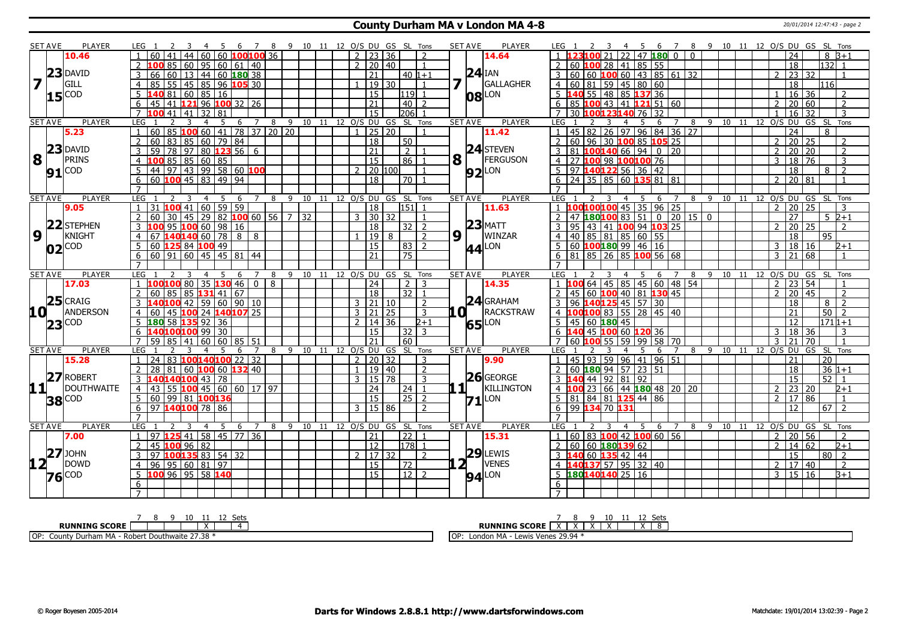# County Durham MA v London MA 4-8

## Set 7

| SET AVE | PLAYER | LEG | 1 | 2 | 3 | 4 | 5 | 6 | 7 | 8 | O/S | DU | GS | SL | Tons |
|---|---|---|---|---|---|---|---|---|---|---|---|---|---|---|---|
| 10.46 | DAVID GILL | 1 | 60 | 41 | 44 | 60 | 60 | 100 | 100 | 36 | 2 | 23 | 36 | | 2 |
| 23 | COD | 2 | 100 | 85 | 60 | 95 | 60 | 61 | 40 | | 2 | 20 | 40 | | 1 |
| 15 | | 3 | 66 | 60 | 13 | 44 | 60 | 180 | 38 | | | 21 | | 40 | 1+1 |
| | | 4 | 85 | 55 | 45 | 85 | 96 | 105 | 30 | | 1 | 19 | 30 | | 1 |
| | | 5 | 140 | 81 | 60 | 85 | 16 | | | | | 15 | | 119 | 1 |
| | | 6 | 45 | 41 | 121 | 96 | 100 | 32 | 26 | | | 21 | | 40 | 2 |
| | | 7 | 100 | 41 | 41 | 32 | 81 | | | | | 15 | | 206 | 1 |

| SET AVE | PLAYER | LEG | 1 | 2 | 3 | 4 | 5 | 6 | 7 | 8 | O/S | DU | GS | SL | Tons |
|---|---|---|---|---|---|---|---|---|---|---|---|---|---|---|---|
| 14.64 | IAN GALLAGHER | 1 | 123 | 100 | 21 | 22 | 47 | 180 | 0 | 0 | | 24 | | 8 | 3+1 |
| 24 | LON | 2 | 60 | 100 | 28 | 41 | 85 | 55 | | | | 18 | | 132 | 1 |
| 08 | | 3 | 60 | 60 | 100 | 60 | 43 | 85 | 61 | 32 | 2 | 23 | 32 | | 1 |
| | | 4 | 60 | 81 | 59 | 45 | 80 | 60 | | | | 18 | | 116 | |
| | | 5 | 140 | 55 | 48 | 85 | 137 | 36 | | | 1 | 16 | 36 | | 2 |
| | | 6 | 85 | 100 | 43 | 41 | 121 | 51 | 60 | | 2 | 20 | 60 | | 2 |
| | | 7 | 30 | 100 | 123 | 140 | 76 | 32 | | | 1 | 16 | 32 | | 3 |

## Set 8

| SET AVE | PLAYER | LEG | 1 | 2 | 3 | 4 | 5 | 6 | 7 | 8 | 9 | O/S | DU | GS | SL | Tons |
|---|---|---|---|---|---|---|---|---|---|---|---|---|---|---|---|---|
| 5.23 | DAVID PRINS | 1 | 60 | 85 | 100 | 60 | 41 | 78 | 37 | 20 | 20 | 1 | 25 | 20 | | 1 |
| 23 | COD | 2 | 60 | 83 | 85 | 60 | 79 | 84 | | | | | 18 | | 50 | |
| 91 | | 3 | 59 | 78 | 97 | 80 | 123 | 56 | 6 | | | | 21 | | 2 | 1 |
| | | 4 | 100 | 85 | 85 | 60 | 85 | | | | | | 15 | | 86 | 1 |
| | | 5 | 44 | 97 | 43 | 99 | 58 | 60 | 100 | | | 2 | 20 | 100 | | 1 |
| | | 6 | 60 | 100 | 45 | 83 | 49 | 94 | | | | | 18 | | 70 | 1 |

| SET AVE | PLAYER | LEG | 1 | 2 | 3 | 4 | 5 | 6 | 7 | 8 | O/S | DU | GS | SL | Tons |
|---|---|---|---|---|---|---|---|---|---|---|---|---|---|---|---|
| 11.42 | STEVEN FERGUSON | 1 | 45 | 82 | 26 | 97 | 96 | 84 | 36 | 27 | | 24 | | 8 | |
| 24 | LON | 2 | 60 | 96 | 30 | 100 | 85 | 105 | 25 | | 2 | 20 | 25 | | 2 |
| 92 | | 3 | 81 | 100 | 140 | 66 | 94 | 0 | 20 | | 2 | 20 | 20 | | 2 |
| | | 4 | 27 | 100 | 98 | 100 | 100 | 76 | | | 3 | 18 | 76 | | 3 |
| | | 5 | 97 | 140 | 122 | 56 | 36 | 42 | | | | 18 | | 8 | 2 |
| | | 6 | 24 | 35 | 85 | 60 | 135 | 81 | 81 | | 2 | 20 | 81 | | 1 |

## Set 9

| SET AVE | PLAYER | LEG | 1 | 2 | 3 | 4 | 5 | 6 | 7 | 8 | 9 | 10 | O/S | DU | GS | SL | Tons |
|---|---|---|---|---|---|---|---|---|---|---|---|---|---|---|---|---|---|
| 9.05 | STEPHEN KNIGHT | 1 | 31 | 100 | 41 | 60 | 59 | 59 | | | | | | 18 | | 151 | 1 |
| 22 | COD | 2 | 60 | 30 | 45 | 29 | 82 | 100 | 60 | 56 | 7 | 32 | 3 | 30 | 32 | | 1 |
| 02 | | 3 | 100 | 95 | 100 | 60 | 98 | 16 | | | | | | 18 | | 32 | 2 |
| | | 4 | 67 | 140 | 140 | 60 | 78 | 8 | 8 | | | | 1 | 19 | 8 | | 2 |
| | | 5 | 60 | 125 | 84 | 100 | 49 | | | | | | | 15 | | 83 | 2 |
| | | 6 | 60 | 91 | 60 | 45 | 45 | 81 | 44 | | | | | 21 | | 75 | |

| SET AVE | PLAYER | LEG | 1 | 2 | 3 | 4 | 5 | 6 | 7 | 8 | 9 | O/S | DU | GS | SL | Tons |
|---|---|---|---|---|---|---|---|---|---|---|---|---|---|---|---|---|
| 11.63 | MATT WINZAR | 1 | 100 | 100 | 100 | 45 | 35 | 96 | 25 | | | 2 | 20 | 25 | | 3 |
| 23 | LON | 2 | 47 | 180 | 100 | 83 | 51 | 0 | 20 | 15 | 0 | | 27 | | 5 | 2+1 |
| 44 | | 3 | 95 | 43 | 41 | 100 | 94 | 103 | 25 | | | 2 | 20 | 25 | | 2 |
| | | 4 | 40 | 85 | 81 | 85 | 60 | 55 | | | | | 18 | | 95 | |
| | | 5 | 60 | 100 | 180 | 99 | 46 | 16 | | | | 3 | 18 | 16 | | 2+1 |
| | | 6 | 81 | 85 | 26 | 85 | 100 | 56 | 68 | | | 3 | 21 | 68 | | 1 |

## Set 10

| SET AVE | PLAYER | LEG | 1 | 2 | 3 | 4 | 5 | 6 | 7 | 8 | O/S | DU | GS | SL | Tons |
|---|---|---|---|---|---|---|---|---|---|---|---|---|---|---|---|
| 17.03 | CRAIG ANDERSON | 1 | 100 | 100 | 80 | 35 | 130 | 46 | 0 | 8 | | 24 | | 2 | 3 |
| 25 | COD | 2 | 60 | 85 | 85 | 131 | 41 | 67 | | | | 18 | | 32 | 1 |
| 23 | | 3 | 140 | 100 | 42 | 59 | 60 | 90 | 10 | | 3 | 21 | 10 | | 2 |
| | | 4 | 60 | 45 | 100 | 24 | 140 | 107 | 25 | | 3 | 21 | 25 | | 3 |
| | | 5 | 180 | 58 | 135 | 92 | 36 | | | | 2 | 14 | 36 | | 2+1 |
| | | 6 | 140 | 100 | 100 | 99 | 30 | | | | | 15 | | 32 | 3 |
| | | 7 | 59 | 85 | 41 | 60 | 60 | 85 | 51 | | | 21 | | 60 | |

| SET AVE | PLAYER | LEG | 1 | 2 | 3 | 4 | 5 | 6 | 7 | 8 | O/S | DU | GS | SL | Tons |
|---|---|---|---|---|---|---|---|---|---|---|---|---|---|---|---|
| 14.35 | GRAHAM RACKSTRAW | 1 | 100 | 64 | 45 | 85 | 45 | 60 | 48 | 54 | 2 | 23 | 54 | | 1 |
| 24 | LON | 2 | 45 | 60 | 100 | 40 | 81 | 130 | 45 | | 2 | 20 | 45 | | 2 |
| 65 | | 3 | 96 | 140 | 125 | 45 | 57 | 30 | | | | 18 | | 8 | 2 |
| | | 4 | 100 | 100 | 83 | 55 | 28 | 45 | 40 | | | 21 | | 50 | 2 |
| | | 5 | 45 | 60 | 180 | 45 | | | | | | 12 | | 171 | 1+1 |
| | | 6 | 140 | 45 | 100 | 60 | 120 | 36 | | | 3 | 18 | 36 | | 3 |
| | | 7 | 60 | 100 | 55 | 59 | 99 | 58 | 70 | | 3 | 21 | 70 | | 1 |

## Set 11

| SET AVE | PLAYER | LEG | 1 | 2 | 3 | 4 | 5 | 6 | 7 | 8 | O/S | DU | GS | SL | Tons |
|---|---|---|---|---|---|---|---|---|---|---|---|---|---|---|---|
| 15.28 | ROBERT DOUTHWAITE | 1 | 24 | 83 | 100 | 140 | 100 | 22 | 32 | | 2 | 20 | 32 | | 3 |
| 27 | COD | 2 | 28 | 81 | 60 | 100 | 60 | 132 | 40 | | 1 | 19 | 40 | | 2 |
| 38 | | 3 | 140 | 140 | 100 | 43 | 78 | | | | 3 | 15 | 78 | | 3 |
| | | 4 | 43 | 55 | 100 | 45 | 60 | 60 | 17 | 97 | | 24 | | 24 | 1 |
| | | 5 | 60 | 99 | 81 | 100 | 136 | | | | | 15 | | 25 | 2 |
| | | 6 | 97 | 140 | 100 | 78 | 86 | | | | 3 | 15 | 86 | | 2 |

| SET AVE | PLAYER | LEG | 1 | 2 | 3 | 4 | 5 | 6 | 7 | 8 | O/S | DU | GS | SL | Tons |
|---|---|---|---|---|---|---|---|---|---|---|---|---|---|---|---|
| 9.90 | GEORGE KILLINGTON | 1 | 45 | 93 | 59 | 96 | 41 | 96 | 51 | | | 21 | | 20 | |
| 26 | LON | 2 | 60 | 180 | 94 | 57 | 23 | 51 | | | | 18 | | 36 | 1+1 |
| 71 | | 3 | 140 | 44 | 92 | 81 | 92 | | | | | 15 | | 52 | 1 |
| | | 4 | 100 | 23 | 66 | 44 | 180 | 48 | 20 | 20 | 2 | 23 | 20 | | 2+1 |
| | | 5 | 81 | 84 | 81 | 125 | 44 | 86 | | | 2 | 17 | 86 | | 1 |
| | | 6 | 99 | 134 | 70 | 131 | | | | | | 12 | | 67 | 2 |

## Set 12

| SET AVE | PLAYER | LEG | 1 | 2 | 3 | 4 | 5 | 6 | 7 | O/S | DU | GS | SL | Tons |
|---|---|---|---|---|---|---|---|---|---|---|---|---|---|---|
| 7.00 | JOHN DOWD | 1 | 97 | 125 | 41 | 58 | 45 | 77 | 36 | | 21 | | 22 | 1 |
| 27 | COD | 2 | 45 | 100 | 96 | 82 | | | | | 12 | | 178 | 1 |
| 76 | | 3 | 97 | 100 | 135 | 83 | 54 | 32 | | 2 | 17 | 32 | | 2 |
| | | 4 | 96 | 95 | 60 | 81 | 97 | | | | 15 | | 72 | |
| | | 5 | 100 | 96 | 95 | 58 | 140 | | | | 15 | | 12 | 2 |

| SET AVE | PLAYER | LEG | 1 | 2 | 3 | 4 | 5 | 6 | 7 | O/S | DU | GS | SL | Tons |
|---|---|---|---|---|---|---|---|---|---|---|---|---|---|---|
| 15.31 | LEWIS VENES | 1 | 60 | 83 | 100 | 42 | 100 | 60 | 56 | 2 | 20 | 56 | | 2 |
| 29 | LON | 2 | 60 | 60 | 180 | 139 | 62 | | | 2 | 14 | 62 | | 2+1 |
| 94 | | 3 | 140 | 60 | 135 | 42 | 44 | | | | 15 | | 80 | 2 |
| | | 4 | 140 | 137 | 57 | 95 | 32 | 40 | | 2 | 17 | 40 | | 2 |
| | | 5 | 180 | 140 | 140 | 25 | 16 | | | 3 | 15 | 16 | | 3+1 |

| RUNNING SCORE | 7 | 8 | 9 | 10 | 11 | 12 | Sets |
|---|---|---|---|---|---|---|---|
| County Durham MA | | | | X | | | 4 |
| London MA | X | X | X | X | | X | 8 |

OP: County Durham MA - Robert Douthwaite 27.38 *

OP: London MA - Lewis Venes 29.94 *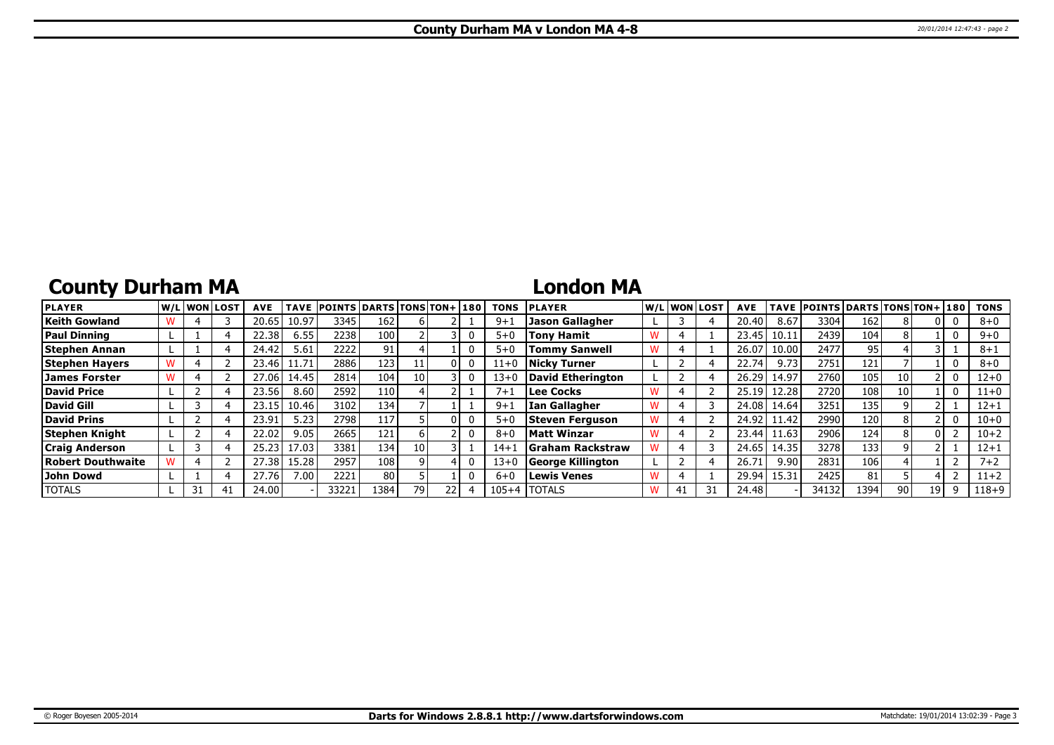## County Durham MA

| PLAYER | W/L | WON | LOST | AVE | TAVE | POINTS | DARTS | TONS | TON+ | 180 | TONS |
|---|---|---|---|---|---|---|---|---|---|---|---|
| Keith Gowland | W | 4 | 3 | 20.65 | 10.97 | 3345 | 162 | 6 | 2 | 1 | 9+1 |
| Paul Dinning | L | 1 | 4 | 22.38 | 6.55 | 2238 | 100 | 2 | 3 | 0 | 5+0 |
| Stephen Annan | L | 1 | 4 | 24.42 | 5.61 | 2222 | 91 | 4 | 1 | 0 | 5+0 |
| Stephen Hayers | W | 4 | 2 | 23.46 | 11.71 | 2886 | 123 | 11 | 0 | 0 | 11+0 |
| James Forster | W | 4 | 2 | 27.06 | 14.45 | 2814 | 104 | 10 | 3 | 0 | 13+0 |
| David Price | L | 2 | 4 | 23.56 | 8.60 | 2592 | 110 | 4 | 2 | 1 | 7+1 |
| David Gill | L | 3 | 4 | 23.15 | 10.46 | 3102 | 134 | 7 | 1 | 1 | 9+1 |
| David Prins | L | 2 | 4 | 23.91 | 5.23 | 2798 | 117 | 5 | 0 | 0 | 5+0 |
| Stephen Knight | L | 2 | 4 | 22.02 | 9.05 | 2665 | 121 | 6 | 2 | 0 | 8+0 |
| Craig Anderson | L | 3 | 4 | 25.23 | 17.03 | 3381 | 134 | 10 | 3 | 1 | 14+1 |
| Robert Douthwaite | W | 4 | 2 | 27.38 | 15.28 | 2957 | 108 | 9 | 4 | 0 | 13+0 |
| John Dowd | L | 1 | 4 | 27.76 | 7.00 | 2221 | 80 | 5 | 1 | 0 | 6+0 |
| TOTALS | L | 31 | 41 | 24.00 | - | 33221 | 1384 | 79 | 22 | 4 | 105+4 |

## London MA

| PLAYER | W/L | WON | LOST | AVE | TAVE | POINTS | DARTS | TONS | TON+ | 180 | TONS |
|---|---|---|---|---|---|---|---|---|---|---|---|
| Jason Gallagher | L | 3 | 4 | 20.40 | 8.67 | 3304 | 162 | 8 | 0 | 0 | 8+0 |
| Tony Hamit | W | 4 | 1 | 23.45 | 10.11 | 2439 | 104 | 8 | 1 | 0 | 9+0 |
| Tommy Sanwell | W | 4 | 1 | 26.07 | 10.00 | 2477 | 95 | 4 | 3 | 1 | 8+1 |
| Nicky Turner | L | 2 | 4 | 22.74 | 9.73 | 2751 | 121 | 7 | 1 | 0 | 8+0 |
| David Etherington | L | 2 | 4 | 26.29 | 14.97 | 2760 | 105 | 10 | 2 | 0 | 12+0 |
| Lee Cocks | W | 4 | 2 | 25.19 | 12.28 | 2720 | 108 | 10 | 1 | 0 | 11+0 |
| Ian Gallagher | W | 4 | 3 | 24.08 | 14.64 | 3251 | 135 | 9 | 2 | 1 | 12+1 |
| Steven Ferguson | W | 4 | 2 | 24.92 | 11.42 | 2990 | 120 | 8 | 2 | 0 | 10+0 |
| Matt Winzar | W | 4 | 2 | 23.44 | 11.63 | 2906 | 124 | 8 | 0 | 2 | 10+2 |
| Graham Rackstraw | W | 4 | 3 | 24.65 | 14.35 | 3278 | 133 | 9 | 2 | 1 | 12+1 |
| George Killington | L | 2 | 4 | 26.71 | 9.90 | 2831 | 106 | 4 | 1 | 2 | 7+2 |
| Lewis Venes | W | 4 | 1 | 29.94 | 15.31 | 2425 | 81 | 5 | 4 | 2 | 11+2 |
| TOTALS | W | 41 | 31 | 24.48 | - | 34132 | 1394 | 90 | 19 | 9 | 118+9 |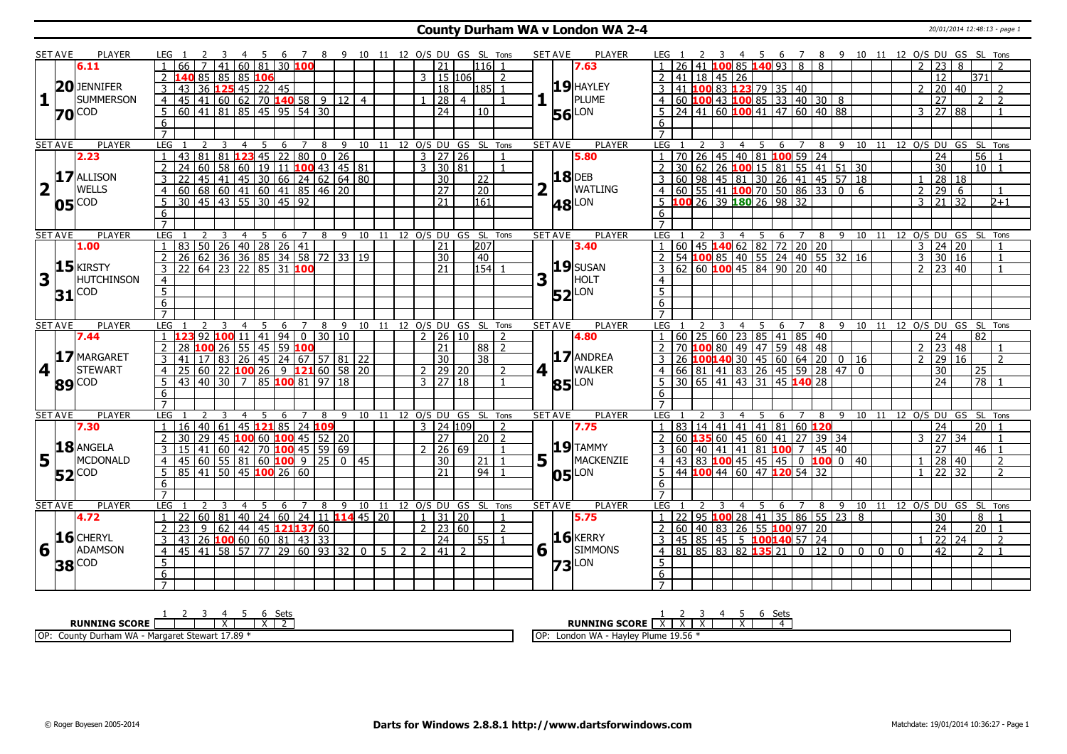# County Durham WA v London WA 2-4

20/01/2014 12:48:13 - page 1

## Set 1

| SET AVE | PLAYER | LEG | 1 | 2 | 3 | 4 | 5 | 6 | 7 | 8 | 9 | 10 | 11 | 12 | O/S | DU | GS | SL | Tons |
|---|---|---|---|---|---|---|---|---|---|---|---|---|---|---|---|---|---|---|---|
| 6.11 | 20 JENNIFER SUMMERSON 70 COD | 1 | 66 | 7 | 41 | 60 | 81 | 30 | 100 | | | | | | | 21 | | 116 | 1 |
| | | 2 | 140 | 85 | 85 | 85 | 106 | | | | | | | | 3 | 15 | 106 | | 2 |
| | | 3 | 43 | 36 | 125 | 45 | 22 | 45 | | | | | | | | 18 | | 185 | 1 |
| | | 4 | 45 | 41 | 60 | 62 | 70 | 140 | 58 | 9 | 12 | 4 | | | 1 | 28 | 4 | | 1 |
| | | 5 | 60 | 41 | 81 | 85 | 45 | 95 | 54 | 30 | | | | | | 24 | | 10 | |

| SET AVE | PLAYER | LEG | 1 | 2 | 3 | 4 | 5 | 6 | 7 | 8 | 9 | 10 | 11 | 12 | O/S | DU | GS | SL | Tons |
|---|---|---|---|---|---|---|---|---|---|---|---|---|---|---|---|---|---|---|---|
| 7.63 | 19 HAYLEY PLUME 56 LON | 1 | 26 | 41 | 100 | 85 | 140 | 93 | 8 | 8 | | | | | 2 | 23 | 8 | | 2 |
| | | 2 | 41 | 18 | 45 | 26 | | | | | | | | | | 12 | | 371 | |
| | | 3 | 41 | 100 | 83 | 123 | 79 | 35 | 40 | | | | | | 2 | 20 | 40 | | 2 |
| | | 4 | 60 | 100 | 43 | 100 | 85 | 33 | 40 | 30 | 8 | | | | | 27 | | 2 | 2 |
| | | 5 | 24 | 41 | 60 | 100 | 41 | 47 | 60 | 40 | 88 | | | | 3 | 27 | 88 | | 1 |

## Set 2

| SET AVE | PLAYER | LEG | 1 | 2 | 3 | 4 | 5 | 6 | 7 | 8 | 9 | 10 | 11 | 12 | O/S | DU | GS | SL | Tons |
|---|---|---|---|---|---|---|---|---|---|---|---|---|---|---|---|---|---|---|---|
| 2.23 | 17 ALLISON WELLS 05 COD | 1 | 43 | 81 | 81 | 123 | 45 | 22 | 80 | 0 | 26 | | | | 3 | 27 | 26 | | 1 |
| | | 2 | 24 | 60 | 58 | 60 | 19 | 11 | 100 | 43 | 45 | 81 | | | 3 | 30 | 81 | | 1 |
| | | 3 | 22 | 45 | 41 | 45 | 30 | 66 | 24 | 62 | 64 | 80 | | | | 30 | | 22 | |
| | | 4 | 60 | 68 | 60 | 41 | 60 | 41 | 85 | 46 | 20 | | | | | 27 | | 20 | |
| | | 5 | 30 | 45 | 43 | 55 | 30 | 45 | 92 | | | | | | | 21 | | 161 | |

| SET AVE | PLAYER | LEG | 1 | 2 | 3 | 4 | 5 | 6 | 7 | 8 | 9 | 10 | 11 | 12 | O/S | DU | GS | SL | Tons |
|---|---|---|---|---|---|---|---|---|---|---|---|---|---|---|---|---|---|---|---|
| 5.80 | 18 DEB WATLING 48 LON | 1 | 70 | 26 | 45 | 40 | 81 | 100 | 59 | 24 | | | | | | 24 | | 56 | 1 |
| | | 2 | 30 | 62 | 26 | 100 | 15 | 81 | 55 | 41 | 51 | 30 | | | | 30 | | 10 | 1 |
| | | 3 | 60 | 98 | 45 | 81 | 30 | 26 | 41 | 45 | 57 | 18 | | | 1 | 28 | 18 | | |
| | | 4 | 60 | 55 | 41 | 100 | 70 | 50 | 86 | 33 | 0 | 6 | | | 2 | 29 | 6 | | 1 |
| | | 5 | 100 | 26 | 39 | 180 | 26 | 98 | 32 | | | | | | 3 | 21 | 32 | | 2+1 |

## Set 3

| SET AVE | PLAYER | LEG | 1 | 2 | 3 | 4 | 5 | 6 | 7 | 8 | 9 | 10 | 11 | 12 | O/S | DU | GS | SL | Tons |
|---|---|---|---|---|---|---|---|---|---|---|---|---|---|---|---|---|---|---|---|
| 1.00 | 15 KIRSTY HUTCHINSON 31 COD | 1 | 83 | 50 | 26 | 40 | 28 | 26 | 41 | | | | | | | 21 | | 207 | |
| | | 2 | 26 | 62 | 36 | 36 | 85 | 34 | 58 | 72 | 33 | 19 | | | | 30 | | 40 | |
| | | 3 | 22 | 64 | 23 | 22 | 85 | 31 | 100 | | | | | | | 21 | | 154 | 1 |

| SET AVE | PLAYER | LEG | 1 | 2 | 3 | 4 | 5 | 6 | 7 | 8 | 9 | 10 | 11 | 12 | O/S | DU | GS | SL | Tons |
|---|---|---|---|---|---|---|---|---|---|---|---|---|---|---|---|---|---|---|---|
| 3.40 | 19 SUSAN HOLT 52 LON | 1 | 60 | 45 | 140 | 62 | 82 | 72 | 20 | 20 | | | | | 3 | 24 | 20 | | 1 |
| | | 2 | 54 | 100 | 85 | 40 | 55 | 24 | 40 | 55 | 32 | 16 | | | 3 | 30 | 16 | | 1 |
| | | 3 | 62 | 60 | 100 | 45 | 84 | 90 | 20 | 40 | | | | | 2 | 23 | 40 | | 1 |

## Set 4

| SET AVE | PLAYER | LEG | 1 | 2 | 3 | 4 | 5 | 6 | 7 | 8 | 9 | 10 | 11 | 12 | O/S | DU | GS | SL | Tons |
|---|---|---|---|---|---|---|---|---|---|---|---|---|---|---|---|---|---|---|---|
| 7.44 | 17 MARGARET STEWART 89 COD | 1 | 123 | 92 | 100 | 11 | 41 | 94 | 0 | 30 | 10 | | | | 2 | 26 | 10 | | 2 |
| | | 2 | 28 | 100 | 26 | 55 | 45 | 59 | 100 | | | | | | | 21 | | 88 | 2 |
| | | 3 | 41 | 17 | 83 | 26 | 45 | 24 | 67 | 57 | 81 | 22 | | | | 30 | | 38 | |
| | | 4 | 25 | 60 | 22 | 100 | 26 | 9 | 121 | 60 | 58 | 20 | | | 2 | 29 | 20 | | 2 |
| | | 5 | 43 | 40 | 30 | 7 | 85 | 100 | 81 | 97 | 18 | | | | 3 | 27 | 18 | | 1 |

| SET AVE | PLAYER | LEG | 1 | 2 | 3 | 4 | 5 | 6 | 7 | 8 | 9 | 10 | 11 | 12 | O/S | DU | GS | SL | Tons |
|---|---|---|---|---|---|---|---|---|---|---|---|---|---|---|---|---|---|---|---|
| 4.80 | 17 ANDREA WALKER 85 LON | 1 | 60 | 25 | 60 | 23 | 85 | 41 | 85 | 40 | | | | | | 24 | | 82 | |
| | | 2 | 70 | 100 | 80 | 49 | 47 | 59 | 48 | 48 | | | | | 2 | 23 | 48 | | 1 |
| | | 3 | 26 | 100 | 140 | 30 | 45 | 60 | 64 | 20 | 0 | 16 | | | 2 | 29 | 16 | | 2 |
| | | 4 | 66 | 81 | 41 | 83 | 26 | 45 | 59 | 28 | 47 | 0 | | | | 30 | | 25 | |
| | | 5 | 30 | 65 | 41 | 43 | 31 | 45 | 140 | 28 | | | | | | 24 | | 78 | 1 |

## Set 5

| SET AVE | PLAYER | LEG | 1 | 2 | 3 | 4 | 5 | 6 | 7 | 8 | 9 | 10 | 11 | 12 | O/S | DU | GS | SL | Tons |
|---|---|---|---|---|---|---|---|---|---|---|---|---|---|---|---|---|---|---|---|
| 7.30 | 18 ANGELA MCDONALD 52 COD | 1 | 16 | 40 | 61 | 45 | 121 | 85 | 24 | 109 | | | | | 3 | 24 | 109 | | 2 |
| | | 2 | 30 | 29 | 45 | 100 | 60 | 100 | 45 | 52 | 20 | | | | | 27 | | 20 | 2 |
| | | 3 | 15 | 41 | 60 | 42 | 70 | 100 | 45 | 59 | 69 | | | | 2 | 26 | 69 | | 1 |
| | | 4 | 45 | 60 | 55 | 81 | 60 | 100 | 9 | 25 | 0 | 45 | | | | 30 | | 21 | 1 |
| | | 5 | 85 | 41 | 50 | 45 | 100 | 26 | 60 | | | | | | | 21 | | 94 | 1 |

| SET AVE | PLAYER | LEG | 1 | 2 | 3 | 4 | 5 | 6 | 7 | 8 | 9 | 10 | 11 | 12 | O/S | DU | GS | SL | Tons |
|---|---|---|---|---|---|---|---|---|---|---|---|---|---|---|---|---|---|---|---|
| 7.75 | 19 TAMMY MACKENZIE 05 LON | 1 | 83 | 14 | 41 | 41 | 41 | 81 | 60 | 120 | | | | | | 24 | | 20 | 1 |
| | | 2 | 60 | 135 | 60 | 45 | 60 | 41 | 27 | 39 | 34 | | | | 3 | 27 | 34 | | 1 |
| | | 3 | 60 | 40 | 41 | 41 | 81 | 100 | 7 | 45 | 40 | | | | | 27 | | 46 | 1 |
| | | 4 | 43 | 83 | 100 | 45 | 45 | 0 | 100 | 0 | 40 | | | | 1 | 28 | 40 | | 2 |
| | | 5 | 44 | 100 | 44 | 60 | 47 | 120 | 54 | 32 | | | | | 1 | 22 | 32 | | 2 |

## Set 6

| SET AVE | PLAYER | LEG | 1 | 2 | 3 | 4 | 5 | 6 | 7 | 8 | 9 | 10 | 11 | 12 | O/S | DU | GS | SL | Tons |
|---|---|---|---|---|---|---|---|---|---|---|---|---|---|---|---|---|---|---|---|
| 4.72 | 16 CHERYL ADAMSON 38 COD | 1 | 22 | 60 | 81 | 40 | 24 | 60 | 24 | 11 | 114 | 45 | 20 | | 1 | 31 | 20 | | 1 |
| | | 2 | 23 | 9 | 62 | 44 | 45 | 121 | 137 | 60 | | | | | 2 | 23 | 60 | | 2 |
| | | 3 | 43 | 26 | 100 | 60 | 60 | 81 | 43 | 33 | | | | | | 24 | | 55 | 1 |
| | | 4 | 45 | 41 | 58 | 57 | 77 | 29 | 60 | 93 | 32 | 0 | 5 | 2 | 2 | 41 | 2 | | |

| SET AVE | PLAYER | LEG | 1 | 2 | 3 | 4 | 5 | 6 | 7 | 8 | 9 | 10 | 11 | 12 | O/S | DU | GS | SL | Tons |
|---|---|---|---|---|---|---|---|---|---|---|---|---|---|---|---|---|---|---|---|
| 5.75 | 16 KERRY SIMMONS 73 LON | 1 | 22 | 95 | 100 | 28 | 41 | 35 | 86 | 55 | 23 | 8 | | | | 30 | | 8 | 1 |
| | | 2 | 60 | 40 | 83 | 26 | 55 | 100 | 97 | 20 | | | | | | 24 | | 20 | 1 |
| | | 3 | 45 | 85 | 45 | 5 | 100 | 140 | 57 | 24 | | | | | 1 | 22 | 24 | | 2 |
| | | 4 | 81 | 85 | 83 | 82 | 135 | 21 | 0 | 12 | 0 | 0 | 0 | 0 | | 42 | | 2 | 1 |

| RUNNING SCORE | 1 | 2 | 3 | 4 | 5 | 6 | Sets |
|---|---|---|---|---|---|---|---|
| County Durham WA | | | | X | | X | 2 |
| London WA | X | X | X | | X | | 4 |

OP: County Durham WA - Margaret Stewart 17.89 *

OP: London WA - Hayley Plume 19.56 *

© Roger Boyesen 2005-2014 — Darts for Windows 2.8.8.1 http://www.dartsforwindows.com — Matchdate: 19/01/2014 10:36:27 - Page 1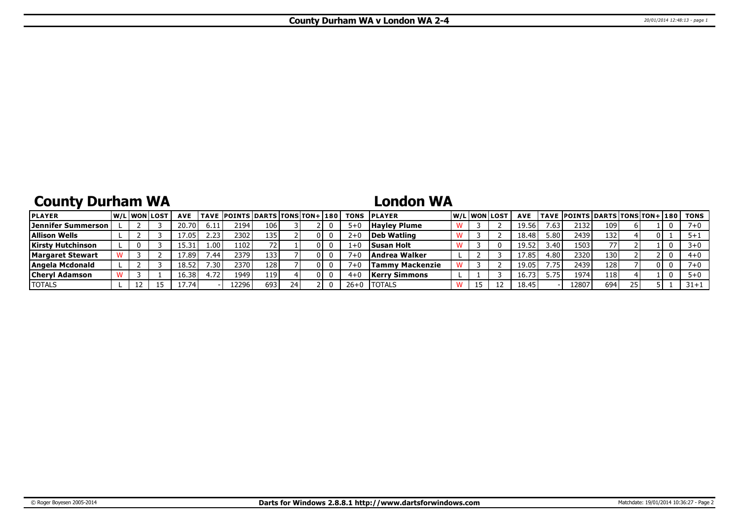# County Durham WA v London WA 2-4

## County Durham WA

| PLAYER | W/L | WON | LOST | AVE | TAVE | POINTS | DARTS | TONS | TON+ | 180 | TONS |
|---|---|---|---|---|---|---|---|---|---|---|---|
| Jennifer Summerson | L | 2 | 3 | 20.70 | 6.11 | 2194 | 106 | 3 | 2 | 0 | 5+0 |
| Allison Wells | L | 2 | 3 | 17.05 | 2.23 | 2302 | 135 | 2 | 0 | 0 | 2+0 |
| Kirsty Hutchinson | L | 0 | 3 | 15.31 | 1.00 | 1102 | 72 | 1 | 0 | 0 | 1+0 |
| Margaret Stewart | W | 3 | 2 | 17.89 | 7.44 | 2379 | 133 | 7 | 0 | 0 | 7+0 |
| Angela Mcdonald | L | 2 | 3 | 18.52 | 7.30 | 2370 | 128 | 7 | 0 | 0 | 7+0 |
| Cheryl Adamson | W | 3 | 1 | 16.38 | 4.72 | 1949 | 119 | 4 | 0 | 0 | 4+0 |
| TOTALS | L | 12 | 15 | 17.74 | - | 12296 | 693 | 24 | 2 | 0 | 26+0 |

## London WA

| PLAYER | W/L | WON | LOST | AVE | TAVE | POINTS | DARTS | TONS | TON+ | 180 | TONS |
|---|---|---|---|---|---|---|---|---|---|---|---|
| Hayley Plume | W | 3 | 2 | 19.56 | 7.63 | 2132 | 109 | 6 | 1 | 0 | 7+0 |
| Deb Watling | W | 3 | 2 | 18.48 | 5.80 | 2439 | 132 | 4 | 0 | 1 | 5+1 |
| Susan Holt | W | 3 | 0 | 19.52 | 3.40 | 1503 | 77 | 2 | 1 | 0 | 3+0 |
| Andrea Walker | L | 2 | 3 | 17.85 | 4.80 | 2320 | 130 | 2 | 2 | 0 | 4+0 |
| Tammy Mackenzie | W | 3 | 2 | 19.05 | 7.75 | 2439 | 128 | 7 | 0 | 0 | 7+0 |
| Kerry Simmons | L | 1 | 3 | 16.73 | 5.75 | 1974 | 118 | 4 | 1 | 0 | 5+0 |
| TOTALS | W | 15 | 12 | 18.45 | - | 12807 | 694 | 25 | 5 | 1 | 31+1 |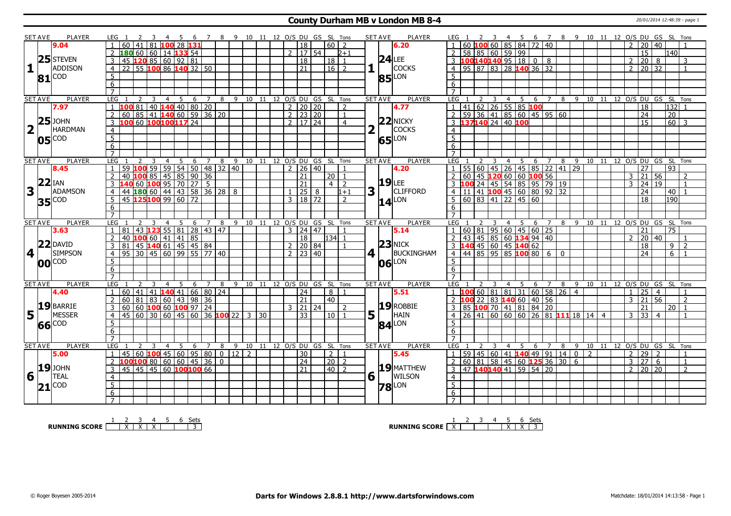# County Durham MB v London MB 8-4

20/01/2014 12:48:39 - page 1

## Set 1

| SET AVE | PLAYER | LEG | 1 | 2 | 3 | 4 | 5 | 6 | 7 | 8 | 9 | 10 | 11 | 12 | O/S | DU | GS | SL | Tons |
|---|---|---|---|---|---|---|---|---|---|---|---|---|---|---|---|---|---|---|---|
| 9.04 | STEVEN ADDISON | 1 | 60 | 41 | 81 | 100 | 28 | 131 | | | | | | | | 18 | | 60 | 2 |
| 25 | COD | 2 | 180 | 60 | 60 | 14 | 133 | 54 | | | | | | | 2 | 17 | 54 | | 2+1 |
| 81 | | 3 | 45 | 120 | 85 | 60 | 92 | 81 | | | | | | | | 18 | | 18 | 1 |
| | | 4 | 22 | 55 | 100 | 86 | 140 | 32 | 50 | | | | | | | 21 | | 16 | 2 |

| SET AVE | PLAYER | LEG | 1 | 2 | 3 | 4 | 5 | 6 | 7 | 8 | 9 | 10 | 11 | 12 | O/S | DU | GS | SL | Tons |
|---|---|---|---|---|---|---|---|---|---|---|---|---|---|---|---|---|---|---|---|
| 6.20 | LEE COCKS | 1 | 60 | 100 | 60 | 85 | 84 | 72 | 40 | | | | | | 2 | 20 | 40 | | 1 |
| 24 | LON | 2 | 58 | 85 | 60 | 59 | 99 | | | | | | | | | 15 | | 140 | |
| 85 | | 3 | 100 | 140 | 140 | 95 | 18 | 0 | 8 | | | | | | 2 | 20 | 8 | | 3 |
| | | 4 | 95 | 87 | 83 | 28 | 140 | 36 | 32 | | | | | | 2 | 20 | 32 | | 1 |

## Set 2

| SET AVE | PLAYER | LEG | 1 | 2 | 3 | 4 | 5 | 6 | 7 | 8 | 9 | 10 | 11 | 12 | O/S | DU | GS | SL | Tons |
|---|---|---|---|---|---|---|---|---|---|---|---|---|---|---|---|---|---|---|---|
| 7.97 | JOHN HARDMAN | 1 | 100 | 81 | 40 | 140 | 40 | 80 | 20 | | | | | | 2 | 20 | 20 | | 2 |
| 25 | COD | 2 | 60 | 85 | 41 | 140 | 60 | 59 | 36 | 20 | | | | | 2 | 23 | 20 | | 1 |
| 05 | | 3 | 100 | 60 | 100 | 100 | 117 | 24 | | | | | | | 2 | 17 | 24 | | 4 |

| SET AVE | PLAYER | LEG | 1 | 2 | 3 | 4 | 5 | 6 | 7 | 8 | 9 | 10 | 11 | 12 | O/S | DU | GS | SL | Tons |
|---|---|---|---|---|---|---|---|---|---|---|---|---|---|---|---|---|---|---|---|
| 4.77 | NICKY COCKS | 1 | 41 | 62 | 26 | 55 | 85 | 100 | | | | | | | | 18 | | 132 | 1 |
| 22 | LON | 2 | 59 | 36 | 41 | 85 | 60 | 45 | 95 | 60 | | | | | | 24 | | 20 | |
| 65 | | 3 | 137 | 140 | 24 | 40 | 100 | | | | | | | | | 15 | | 60 | 3 |

## Set 3

| SET AVE | PLAYER | LEG | 1 | 2 | 3 | 4 | 5 | 6 | 7 | 8 | 9 | 10 | 11 | 12 | O/S | DU | GS | SL | Tons |
|---|---|---|---|---|---|---|---|---|---|---|---|---|---|---|---|---|---|---|---|
| 8.45 | IAN ADAMSON | 1 | 59 | 100 | 59 | 59 | 54 | 50 | 48 | 32 | 40 | | | | 2 | 26 | 40 | | 1 |
| 22 | COD | 2 | 40 | 100 | 85 | 45 | 85 | 90 | 36 | | | | | | | 21 | | 20 | 1 |
| 35 | | 3 | 140 | 60 | 100 | 95 | 70 | 27 | 5 | | | | | | | 21 | | 4 | 2 |
| | | 4 | 44 | 180 | 60 | 44 | 43 | 58 | 36 | 28 | 8 | | | | 1 | 25 | 8 | | 1+1 |
| | | 5 | 45 | 125 | 100 | 99 | 60 | 72 | | | | | | | 3 | 18 | 72 | | 2 |

| SET AVE | PLAYER | LEG | 1 | 2 | 3 | 4 | 5 | 6 | 7 | 8 | 9 | 10 | 11 | 12 | O/S | DU | GS | SL | Tons |
|---|---|---|---|---|---|---|---|---|---|---|---|---|---|---|---|---|---|---|---|
| 4.20 | LEE CLIFFORD | 1 | 55 | 60 | 45 | 26 | 45 | 85 | 22 | 41 | 29 | | | | | 27 | | 93 | |
| 19 | LON | 2 | 60 | 45 | 120 | 60 | 60 | 100 | 56 | | | | | | 3 | 21 | 56 | | 2 |
| 14 | | 3 | 100 | 24 | 45 | 54 | 85 | 95 | 79 | 19 | | | | | 3 | 24 | 19 | | 1 |
| | | 4 | 11 | 41 | 100 | 45 | 60 | 80 | 92 | 32 | | | | | | 24 | | 40 | 1 |
| | | 5 | 60 | 83 | 41 | 22 | 45 | 60 | | | | | | | | 18 | | 190 | |

## Set 4

| SET AVE | PLAYER | LEG | 1 | 2 | 3 | 4 | 5 | 6 | 7 | 8 | 9 | 10 | 11 | 12 | O/S | DU | GS | SL | Tons |
|---|---|---|---|---|---|---|---|---|---|---|---|---|---|---|---|---|---|---|---|
| 3.63 | DAVID SIMPSON | 1 | 81 | 43 | 123 | 55 | 81 | 28 | 43 | 47 | | | | | 3 | 24 | 47 | | 1 |
| 22 | COD | 2 | 40 | 100 | 60 | 41 | 41 | 85 | | | | | | | | 18 | | 134 | 1 |
| 00 | | 3 | 81 | 45 | 140 | 61 | 45 | 45 | 84 | | | | | | 2 | 20 | 84 | | 1 |
| | | 4 | 95 | 30 | 45 | 60 | 99 | 55 | 77 | 40 | | | | | 2 | 23 | 40 | | |

| SET AVE | PLAYER | LEG | 1 | 2 | 3 | 4 | 5 | 6 | 7 | 8 | 9 | 10 | 11 | 12 | O/S | DU | GS | SL | Tons |
|---|---|---|---|---|---|---|---|---|---|---|---|---|---|---|---|---|---|---|---|
| 5.14 | NICK BUCKINGHAM | 1 | 60 | 81 | 95 | 60 | 45 | 60 | 25 | | | | | | | 21 | | 75 | |
| 23 | LON | 2 | 43 | 45 | 85 | 60 | 134 | 94 | 40 | | | | | | 2 | 20 | 40 | | 1 |
| 06 | | 3 | 140 | 45 | 60 | 45 | 140 | 62 | | | | | | | | 18 | | 9 | 2 |
| | | 4 | 44 | 85 | 95 | 85 | 100 | 80 | 6 | 0 | | | | | | 24 | | 6 | 1 |

## Set 5

| SET AVE | PLAYER | LEG | 1 | 2 | 3 | 4 | 5 | 6 | 7 | 8 | 9 | 10 | 11 | 12 | O/S | DU | GS | SL | Tons |
|---|---|---|---|---|---|---|---|---|---|---|---|---|---|---|---|---|---|---|---|
| 4.40 | BARRIE MESSER | 1 | 60 | 41 | 41 | 140 | 41 | 66 | 80 | 24 | | | | | | 24 | | 8 | 1 |
| 19 | COD | 2 | 60 | 81 | 83 | 60 | 43 | 98 | 36 | | | | | | | 21 | | 40 | |
| 66 | | 3 | 60 | 60 | 100 | 60 | 100 | 97 | 24 | | | | | | 3 | 21 | 24 | | 2 |
| | | 4 | 45 | 60 | 30 | 60 | 45 | 60 | 36 | 100 | 22 | 3 | 30 | | | 33 | | 10 | 1 |

| SET AVE | PLAYER | LEG | 1 | 2 | 3 | 4 | 5 | 6 | 7 | 8 | 9 | 10 | 11 | 12 | O/S | DU | GS | SL | Tons |
|---|---|---|---|---|---|---|---|---|---|---|---|---|---|---|---|---|---|---|---|
| 5.51 | ROBBIE HAIN | 1 | 100 | 60 | 81 | 81 | 31 | 60 | 58 | 26 | 4 | | | | 1 | 25 | 4 | | 1 |
| 19 | LON | 2 | 100 | 22 | 83 | 140 | 60 | 40 | 56 | | | | | | 3 | 21 | 56 | | 2 |
| 84 | | 3 | 85 | 100 | 70 | 41 | 81 | 84 | 20 | | | | | | | 21 | | 20 | 1 |
| | | 4 | 26 | 41 | 60 | 60 | 60 | 26 | 81 | 111 | 18 | 14 | 4 | | 3 | 33 | 4 | | 1 |

## Set 6

| SET AVE | PLAYER | LEG | 1 | 2 | 3 | 4 | 5 | 6 | 7 | 8 | 9 | 10 | 11 | 12 | O/S | DU | GS | SL | Tons |
|---|---|---|---|---|---|---|---|---|---|---|---|---|---|---|---|---|---|---|---|
| 5.00 | JOHN TEAL | 1 | 45 | 60 | 100 | 45 | 60 | 95 | 80 | 0 | 12 | 2 | | | | 30 | | 2 | 1 |
| 19 | COD | 2 | 100 | 100 | 80 | 60 | 60 | 45 | 36 | 0 | | | | | | 24 | | 20 | 2 |
| 21 | | 3 | 45 | 45 | 45 | 60 | 100 | 100 | 66 | | | | | | | 21 | | 40 | 2 |

| SET AVE | PLAYER | LEG | 1 | 2 | 3 | 4 | 5 | 6 | 7 | 8 | 9 | 10 | 11 | 12 | O/S | DU | GS | SL | Tons |
|---|---|---|---|---|---|---|---|---|---|---|---|---|---|---|---|---|---|---|---|
| 5.45 | MATTHEW WILSON | 1 | 59 | 45 | 60 | 41 | 140 | 49 | 91 | 14 | 0 | 2 | | | 2 | 29 | 2 | | 1 |
| 19 | LON | 2 | 60 | 81 | 58 | 45 | 60 | 125 | 36 | 30 | 6 | | | | 3 | 27 | 6 | | 1 |
| 78 | | 3 | 47 | 140 | 140 | 41 | 59 | 54 | 20 | | | | | | 2 | 20 | 20 | | 2 |

**RUNNING SCORE** (County Durham MB)

| 1 | 2 | 3 | 4 | 5 | 6 | Sets |
|---|---|---|---|---|---|---|
| | X | X | X | | | 3 |

**RUNNING SCORE** (London MB)

| 1 | 2 | 3 | 4 | 5 | 6 | Sets |
|---|---|---|---|---|---|---|
| X | | | | X | X | 3 |

© Roger Boyesen 2005-2014 — Darts for Windows 2.8.8.1 http://www.dartsforwindows.com — Matchdate: 18/01/2014 14:13:58 - Page 1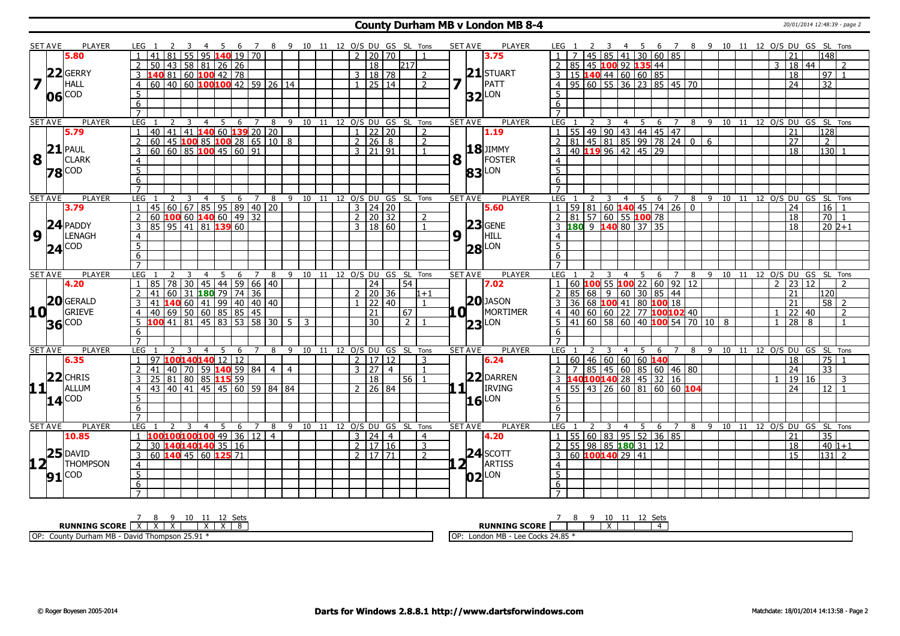# County Durham MB v London MB 8-4

20/01/2014 12:48:39 - page 2

| SET AVE | PLAYER | LEG | 1 | 2 | 3 | 4 | 5 | 6 | 7 | 8 | 9 | 10 | 11 | 12 | O/S | DU | GS | SL | Tons | SET AVE | PLAYER | LEG | 1 | 2 | 3 | 4 | 5 | 6 | 7 | 8 | 9 | 10 | 11 | 12 | O/S | DU | GS | SL | Tons |
|---|---|---|---|---|---|---|---|---|---|---|---|---|---|---|---|---|---|---|---|---|---|---|---|---|---|---|---|---|---|---|---|---|---|---|---|---|---|---|---|
| 5.80 | | 1 | 41 | 81 | 55 | 95 | 140 | 19 | 70 | | | | | | 2 | 20 | 70 | | 1 | 3.75 | | 1 | 7 | 45 | 85 | 41 | 30 | 60 | 85 | | | | | | | 21 | | 148 | |
| 7 22 | GERRY HALL | 2 | 50 | 43 | 58 | 81 | 26 | 26 | | | | | | | | 18 | | 217 | | 7 21 | STUART PATT | 2 | 85 | 45 | 100 | 92 | 135 | 44 | | | | | | | 3 | 18 | 44 | | 2 |
| | | 3 | 140 | 81 | 60 | 100 | 42 | 78 | | | | | | | 3 | 18 | 78 | | 2 | | | 3 | 15 | 140 | 44 | 60 | 60 | 85 | | | | | | | | 18 | | 97 | 1 |
| 06 | COD | 4 | 60 | 40 | 60 | 100 | 100 | 42 | 59 | 26 | 14 | | | | 1 | 25 | 14 | | 2 | 32 | LON | 4 | 95 | 60 | 55 | 36 | 23 | 85 | 45 | 70 | | | | | | 24 | | 32 | |
| | | 5 | | | | | | | | | | | | | | | | | | | | 5 | | | | | | | | | | | | | | | | | |
| | | 6 | | | | | | | | | | | | | | | | | | | | 6 | | | | | | | | | | | | | | | | | |
| | | 7 | | | | | | | | | | | | | | | | | | | | 7 | | | | | | | | | | | | | | | | | |
| 5.79 | | 1 | 40 | 41 | 41 | 140 | 60 | 139 | 20 | 20 | | | | | 1 | 22 | 20 | | 2 | 1.19 | | 1 | 55 | 49 | 90 | 43 | 44 | 45 | 47 | | | | | | | 21 | | 128 | |
| 8 21 | PAUL CLARK | 2 | 60 | 45 | 100 | 85 | 100 | 28 | 65 | 10 | 8 | | | | 2 | 26 | 8 | | 2 | 8 18 | JIMMY FOSTER | 2 | 81 | 45 | 81 | 85 | 99 | 78 | 24 | 0 | 6 | | | | | 27 | | 2 | |
| | | 3 | 60 | 60 | 85 | 100 | 45 | 60 | 91 | | | | | | 3 | 21 | 91 | | 1 | | | 3 | 40 | 119 | 96 | 42 | 45 | 29 | | | | | | | | 18 | | 130 | 1 |
| 78 | COD | 4 | | | | | | | | | | | | | | | | | | 83 | LON | 4 | | | | | | | | | | | | | | | | | |
| | | 5 | | | | | | | | | | | | | | | | | | | | 5 | | | | | | | | | | | | | | | | | |
| | | 6 | | | | | | | | | | | | | | | | | | | | 6 | | | | | | | | | | | | | | | | | |
| | | 7 | | | | | | | | | | | | | | | | | | | | 7 | | | | | | | | | | | | | | | | | |
| 3.79 | | 1 | 45 | 60 | 67 | 85 | 95 | 89 | 40 | 20 | | | | | 3 | 24 | 20 | | | 5.60 | | 1 | 59 | 81 | 60 | 140 | 45 | 74 | 26 | 0 | | | | | | 24 | | 16 | 1 |
| 9 24 | PADDY LENAGH | 2 | 60 | 100 | 60 | 140 | 60 | 49 | 32 | | | | | | 2 | 20 | 32 | | 2 | 9 23 | GENE HILL | 2 | 81 | 57 | 60 | 55 | 100 | 78 | | | | | | | | 18 | | 70 | 1 |
| | | 3 | 85 | 95 | 41 | 81 | 139 | 60 | | | | | | | 3 | 18 | 60 | | 1 | | | 3 | 180 | 9 | 140 | 80 | 37 | 35 | | | | | | | | 18 | | 20 | 2+1 |
| 24 | COD | 4 | | | | | | | | | | | | | | | | | | 28 | LON | 4 | | | | | | | | | | | | | | | | | |
| | | 5 | | | | | | | | | | | | | | | | | | | | 5 | | | | | | | | | | | | | | | | | |
| | | 6 | | | | | | | | | | | | | | | | | | | | 6 | | | | | | | | | | | | | | | | | |
| | | 7 | | | | | | | | | | | | | | | | | | | | 7 | | | | | | | | | | | | | | | | | |
| 4.20 | | 1 | 85 | 78 | 30 | 45 | 44 | 59 | 66 | 40 | | | | | | 24 | | 54 | | 7.02 | | 1 | 60 | 100 | 55 | 100 | 22 | 60 | 92 | 12 | | | | | 2 | 23 | 12 | | 2 |
| 10 20 | GERALD GRIEVE | 2 | 41 | 60 | 31 | 180 | 79 | 74 | 36 | | | | | | 2 | 20 | 36 | | 1+1 | 10 20 | JASON MORTIMER | 2 | 85 | 68 | 9 | 60 | 30 | 85 | 44 | | | | | | | 21 | | 120 | |
| | | 3 | 41 | 140 | 60 | 41 | 99 | 40 | 40 | 40 | | | | | 1 | 22 | 40 | | 1 | | | 3 | 36 | 68 | 100 | 41 | 80 | 100 | 18 | | | | | | | 21 | | 58 | 2 |
| 36 | COD | 4 | 40 | 69 | 50 | 60 | 85 | 85 | 45 | | | | | | | 21 | | 67 | | 23 | LON | 4 | 40 | 60 | 60 | 22 | 77 | 100 | 102 | 40 | | | | | 1 | 22 | 40 | | 2 |
| | | 5 | 100 | 41 | 81 | 45 | 83 | 53 | 58 | 30 | 5 | 3 | | | | 30 | | 2 | 1 | | | 5 | 41 | 60 | 58 | 60 | 40 | 100 | 54 | 70 | 10 | 8 | | | 1 | 28 | 8 | | 1 |
| | | 6 | | | | | | | | | | | | | | | | | | | | 6 | | | | | | | | | | | | | | | | | |
| | | 7 | | | | | | | | | | | | | | | | | | | | 7 | | | | | | | | | | | | | | | | | |
| 6.35 | | 1 | 97 | 100 | 140 | 140 | 12 | 12 | | | | | | | 2 | 17 | 12 | | 3 | 6.24 | | 1 | 60 | 46 | 60 | 60 | 60 | 140 | | | | | | | | 18 | | 75 | 1 |
| 11 22 | CHRIS ALLUM | 2 | 41 | 40 | 70 | 59 | 140 | 59 | 84 | 4 | 4 | | | | 3 | 27 | 4 | | 1 | 11 22 | DARREN IRVING | 2 | 7 | 85 | 45 | 60 | 85 | 60 | 46 | 80 | | | | | | 24 | | 33 | |
| | | 3 | 25 | 81 | 80 | 85 | 115 | 59 | | | | | | | | 18 | | 56 | 1 | | | 3 | 140 | 100 | 140 | 28 | 45 | 32 | 16 | | | | | | 1 | 19 | 16 | | 3 |
| 14 | COD | 4 | 43 | 40 | 41 | 45 | 45 | 60 | 59 | 84 | 84 | | | | 2 | 26 | 84 | | | 16 | LON | 4 | 55 | 43 | 26 | 60 | 81 | 60 | 60 | 104 | | | | | | 24 | | 12 | 1 |
| | | 5 | | | | | | | | | | | | | | | | | | | | 5 | | | | | | | | | | | | | | | | | |
| | | 6 | | | | | | | | | | | | | | | | | | | | 6 | | | | | | | | | | | | | | | | | |
| | | 7 | | | | | | | | | | | | | | | | | | | | 7 | | | | | | | | | | | | | | | | | |
| 10.85 | | 1 | 100 | 100 | 100 | 100 | 49 | 36 | 12 | 4 | | | | | 3 | 24 | 4 | | 4 | 4.20 | | 1 | 55 | 60 | 83 | 95 | 52 | 36 | 85 | | | | | | | 21 | | 35 | |
| 12 25 | DAVID THOMPSON | 2 | 30 | 140 | 140 | 140 | 35 | 16 | | | | | | | 2 | 17 | 16 | | 3 | 12 24 | SCOTT ARTISS | 2 | 55 | 98 | 85 | 180 | 31 | 12 | | | | | | | | 18 | | 40 | 1+1 |
| | | 3 | 60 | 140 | 45 | 60 | 125 | 71 | | | | | | | 2 | 17 | 71 | | 2 | | | 3 | 60 | 100 | 140 | 29 | 41 | | | | | | | | | 15 | | 131 | 2 |
| 91 | COD | 4 | | | | | | | | | | | | | | | | | | 02 | LON | 4 | | | | | | | | | | | | | | | | | |
| | | 5 | | | | | | | | | | | | | | | | | | | | 5 | | | | | | | | | | | | | | | | | |
| | | 6 | | | | | | | | | | | | | | | | | | | | 6 | | | | | | | | | | | | | | | | | |
| | | 7 | | | | | | | | | | | | | | | | | | | | 7 | | | | | | | | | | | | | | | | | |

| RUNNING SCORE | 7 | 8 | 9 | 10 | 11 | 12 | Sets |
|---|---|---|---|---|---|---|---|
| County Durham MB | X | X | X | | X | X | 8 |
| London MB | | | | X | | | 4 |

OP: County Durham MB - David Thompson 25.91 *

OP: London MB - Lee Cocks 24.85 *

© Roger Boyesen 2005-2014 — Darts for Windows 2.8.8.1 http://www.dartsforwindows.com — Matchdate: 18/01/2014 14:13:58 - Page 2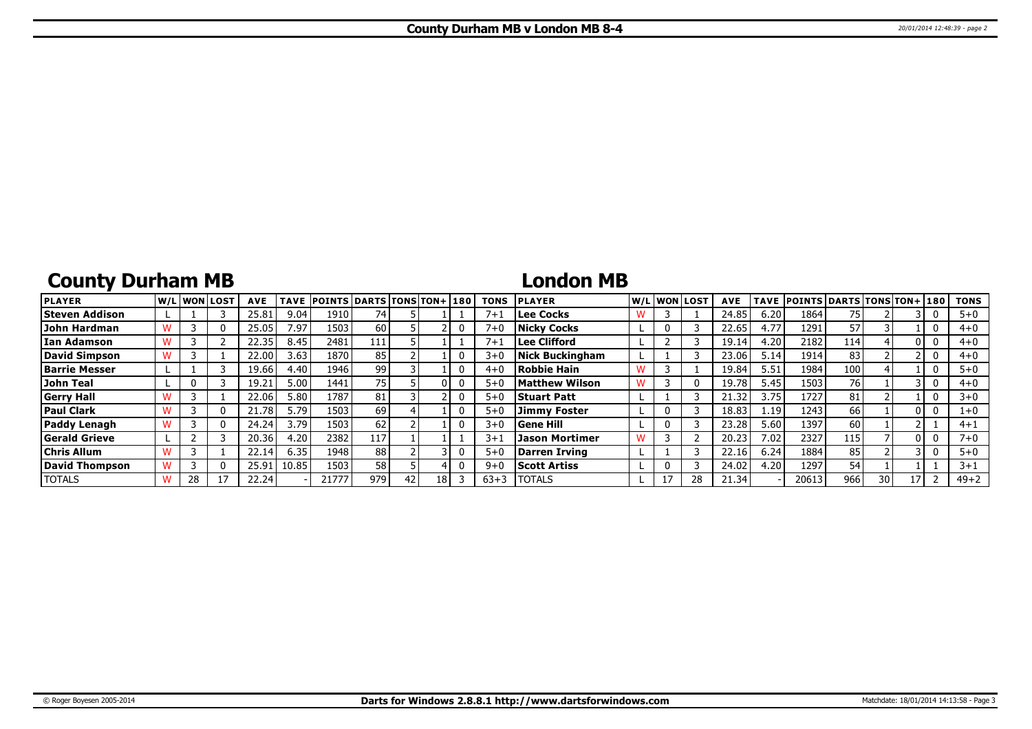# County Durham MB v London MB 8-4

## County Durham MB

| PLAYER | W/L | WON | LOST | AVE | TAVE | POINTS | DARTS | TONS | TON+ | 180 | TONS |
|---|---|---|---|---|---|---|---|---|---|---|---|
| Steven Addison | L | 1 | 3 | 25.81 | 9.04 | 1910 | 74 | 5 | 1 | 1 | 7+1 |
| John Hardman | W | 3 | 0 | 25.05 | 7.97 | 1503 | 60 | 5 | 2 | 0 | 7+0 |
| Ian Adamson | W | 3 | 2 | 22.35 | 8.45 | 2481 | 111 | 5 | 1 | 1 | 7+1 |
| David Simpson | W | 3 | 1 | 22.00 | 3.63 | 1870 | 85 | 2 | 1 | 0 | 3+0 |
| Barrie Messer | L | 1 | 3 | 19.66 | 4.40 | 1946 | 99 | 3 | 1 | 0 | 4+0 |
| John Teal | L | 0 | 3 | 19.21 | 5.00 | 1441 | 75 | 5 | 0 | 0 | 5+0 |
| Gerry Hall | W | 3 | 1 | 22.06 | 5.80 | 1787 | 81 | 3 | 2 | 0 | 5+0 |
| Paul Clark | W | 3 | 0 | 21.78 | 5.79 | 1503 | 69 | 4 | 1 | 0 | 5+0 |
| Paddy Lenagh | W | 3 | 0 | 24.24 | 3.79 | 1503 | 62 | 2 | 1 | 0 | 3+0 |
| Gerald Grieve | L | 2 | 3 | 20.36 | 4.20 | 2382 | 117 | 1 | 1 | 1 | 3+1 |
| Chris Allum | W | 3 | 1 | 22.14 | 6.35 | 1948 | 88 | 2 | 3 | 0 | 5+0 |
| David Thompson | W | 3 | 0 | 25.91 | 10.85 | 1503 | 58 | 5 | 4 | 0 | 9+0 |
| TOTALS | W | 28 | 17 | 22.24 | - | 21777 | 979 | 42 | 18 | 3 | 63+3 |

## London MB

| PLAYER | W/L | WON | LOST | AVE | TAVE | POINTS | DARTS | TONS | TON+ | 180 | TONS |
|---|---|---|---|---|---|---|---|---|---|---|---|
| Lee Cocks | W | 3 | 1 | 24.85 | 6.20 | 1864 | 75 | 2 | 3 | 0 | 5+0 |
| Nicky Cocks | L | 0 | 3 | 22.65 | 4.77 | 1291 | 57 | 3 | 1 | 0 | 4+0 |
| Lee Clifford | L | 2 | 3 | 19.14 | 4.20 | 2182 | 114 | 4 | 0 | 0 | 4+0 |
| Nick Buckingham | L | 1 | 3 | 23.06 | 5.14 | 1914 | 83 | 2 | 2 | 0 | 4+0 |
| Robbie Hain | W | 3 | 1 | 19.84 | 5.51 | 1984 | 100 | 4 | 1 | 0 | 5+0 |
| Matthew Wilson | W | 3 | 0 | 19.78 | 5.45 | 1503 | 76 | 1 | 3 | 0 | 4+0 |
| Stuart Patt | L | 1 | 3 | 21.32 | 3.75 | 1727 | 81 | 2 | 1 | 0 | 3+0 |
| Jimmy Foster | L | 0 | 3 | 18.83 | 1.19 | 1243 | 66 | 1 | 0 | 0 | 1+0 |
| Gene Hill | L | 0 | 3 | 23.28 | 5.60 | 1397 | 60 | 1 | 2 | 1 | 4+1 |
| Jason Mortimer | W | 3 | 2 | 20.23 | 7.02 | 2327 | 115 | 7 | 0 | 0 | 7+0 |
| Darren Irving | L | 1 | 3 | 22.16 | 6.24 | 1884 | 85 | 2 | 3 | 0 | 5+0 |
| Scott Artiss | L | 0 | 3 | 24.02 | 4.20 | 1297 | 54 | 1 | 1 | 1 | 3+1 |
| TOTALS | L | 17 | 28 | 21.34 | - | 20613 | 966 | 30 | 17 | 2 | 49+2 |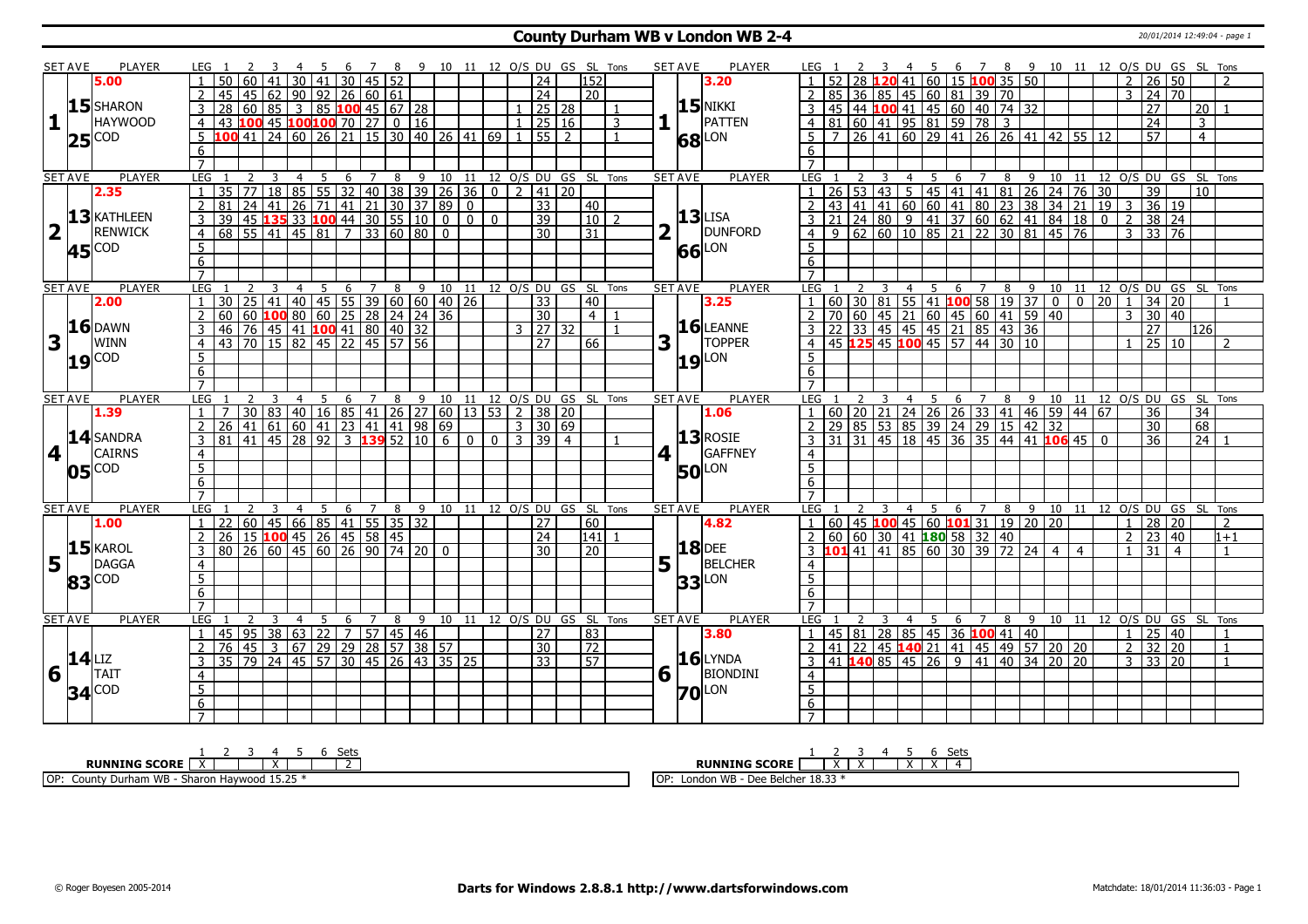# County Durham WB v London WB 2-4

## Set 1

| SET AVE | PLAYER | LEG | 1 | 2 | 3 | 4 | 5 | 6 | 7 | 8 | 9 | 10 | 11 | 12 | O/S | DU | GS | SL | Tons |
|---|---|---|---|---|---|---|---|---|---|---|---|---|---|---|---|---|---|---|---|
| 5.00 | 15.25 SHARON HAYWOOD COD | 1 | 50 | 60 | 41 | 30 | 41 | 30 | 45 | 52 | | | | | | 24 | | 152 | |
| | | 2 | 45 | 45 | 62 | 90 | 92 | 26 | 60 | 61 | | | | | | 24 | | 20 | |
| | | 3 | 28 | 60 | 85 | 3 | 85 | 100 | 45 | 67 | 28 | | | | 1 | 25 | 28 | | 1 |
| | | 4 | 43 | 100 | 45 | 100 | 100 | 70 | 27 | 0 | 16 | | | | 1 | 25 | 16 | | 3 |
| | | 5 | 100 | 41 | 24 | 60 | 26 | 21 | 15 | 30 | 40 | 26 | 41 | 69 | 1 | 55 | 2 | | 1 |

| SET AVE | PLAYER | LEG | 1 | 2 | 3 | 4 | 5 | 6 | 7 | 8 | 9 | 10 | 11 | 12 | O/S | DU | GS | SL | Tons |
|---|---|---|---|---|---|---|---|---|---|---|---|---|---|---|---|---|---|---|---|
| 3.20 | 15.68 NIKKI PATTEN LON | 1 | 52 | 28 | 120 | 41 | 60 | 15 | 100 | 35 | 50 | | | | 2 | 26 | 50 | | 2 |
| | | 2 | 85 | 36 | 85 | 45 | 60 | 81 | 39 | 70 | | | | | 3 | 24 | 70 | | |
| | | 3 | 45 | 44 | 100 | 41 | 45 | 60 | 40 | 74 | 32 | | | | | 27 | | 20 | 1 |
| | | 4 | 81 | 60 | 41 | 95 | 81 | 59 | 78 | 3 | | | | | | 24 | | 3 | |
| | | 5 | 7 | 26 | 41 | 60 | 29 | 41 | 26 | 26 | 41 | 42 | 55 | 12 | | 57 | | 4 | |

## Set 2

| SET AVE | PLAYER | LEG | 1 | 2 | 3 | 4 | 5 | 6 | 7 | 8 | 9 | 10 | 11 | 12 | O/S | DU | GS | SL | Tons |
|---|---|---|---|---|---|---|---|---|---|---|---|---|---|---|---|---|---|---|---|
| 2.35 | 13.45 KATHLEEN RENWICK COD | 1 | 35 | 77 | 18 | 85 | 55 | 32 | 40 | 38 | 39 | 26 | 36 | 0 | 2 | 41 | 20 | | |
| | | 2 | 81 | 24 | 41 | 26 | 71 | 41 | 21 | 30 | 37 | 89 | 0 | | | 33 | | 40 | |
| | | 3 | 39 | 45 | 135 | 33 | 100 | 44 | 30 | 55 | 10 | 0 | 0 | 0 | | 39 | | 10 | 2 |
| | | 4 | 68 | 55 | 41 | 45 | 81 | 7 | 33 | 60 | 80 | 0 | | | | 30 | | 31 | |

| SET AVE | PLAYER | LEG | 1 | 2 | 3 | 4 | 5 | 6 | 7 | 8 | 9 | 10 | 11 | 12 | O/S | DU | GS | SL | Tons |
|---|---|---|---|---|---|---|---|---|---|---|---|---|---|---|---|---|---|---|---|
| | 13.66 LISA DUNFORD LON | 1 | 26 | 53 | 43 | 5 | 45 | 41 | 41 | 81 | 26 | 24 | 76 | 30 | | 39 | | 10 | |
| | | 2 | 43 | 41 | 41 | 60 | 60 | 41 | 80 | 23 | 38 | 34 | 21 | 19 | 3 | 36 | 19 | | |
| | | 3 | 21 | 24 | 80 | 9 | 41 | 37 | 60 | 62 | 41 | 84 | 18 | 0 | 2 | 38 | 24 | | |
| | | 4 | 9 | 62 | 60 | 10 | 85 | 21 | 22 | 30 | 81 | 45 | 76 | | 3 | 33 | 76 | | |

## Set 3

| SET AVE | PLAYER | LEG | 1 | 2 | 3 | 4 | 5 | 6 | 7 | 8 | 9 | 10 | 11 | 12 | O/S | DU | GS | SL | Tons |
|---|---|---|---|---|---|---|---|---|---|---|---|---|---|---|---|---|---|---|---|
| 2.00 | 16.19 DAWN WINN COD | 1 | 30 | 25 | 41 | 40 | 45 | 55 | 39 | 60 | 60 | 40 | 26 | | | 33 | | 40 | |
| | | 2 | 60 | 60 | 100 | 80 | 60 | 25 | 28 | 24 | 24 | 36 | | | | 30 | | 4 | 1 |
| | | 3 | 46 | 76 | 45 | 41 | 100 | 41 | 80 | 40 | 32 | | | | 3 | 27 | 32 | | 1 |
| | | 4 | 43 | 70 | 15 | 82 | 45 | 22 | 45 | 57 | 56 | | | | | 27 | | 66 | |

| SET AVE | PLAYER | LEG | 1 | 2 | 3 | 4 | 5 | 6 | 7 | 8 | 9 | 10 | 11 | 12 | O/S | DU | GS | SL | Tons |
|---|---|---|---|---|---|---|---|---|---|---|---|---|---|---|---|---|---|---|---|
| 3.25 | 16.19 LEANNE TOPPER LON | 1 | 60 | 30 | 81 | 55 | 41 | 100 | 58 | 19 | 37 | 0 | 0 | 20 | 1 | 34 | 20 | | 1 |
| | | 2 | 70 | 60 | 45 | 21 | 60 | 45 | 60 | 41 | 59 | 40 | | | 3 | 30 | 40 | | |
| | | 3 | 22 | 33 | 45 | 45 | 45 | 21 | 85 | 43 | 36 | | | | | 27 | | 126 | |
| | | 4 | 45 | 125 | 45 | 100 | 45 | 57 | 44 | 30 | 10 | | | | 1 | 25 | 10 | | 2 |

## Set 4

| SET AVE | PLAYER | LEG | 1 | 2 | 3 | 4 | 5 | 6 | 7 | 8 | 9 | 10 | 11 | 12 | O/S | DU | GS | SL | Tons |
|---|---|---|---|---|---|---|---|---|---|---|---|---|---|---|---|---|---|---|---|
| 1.39 | 14.05 SANDRA CAIRNS COD | 1 | 7 | 30 | 83 | 40 | 16 | 85 | 41 | 26 | 27 | 60 | 13 | 53 | 2 | 38 | 20 | | |
| | | 2 | 26 | 41 | 61 | 60 | 41 | 23 | 41 | 41 | 98 | 69 | | | 3 | 30 | 69 | | |
| | | 3 | 81 | 41 | 45 | 28 | 92 | 3 | 139 | 52 | 10 | 6 | 0 | 0 | 3 | 39 | 4 | | 1 |

| SET AVE | PLAYER | LEG | 1 | 2 | 3 | 4 | 5 | 6 | 7 | 8 | 9 | 10 | 11 | 12 | O/S | DU | GS | SL | Tons |
|---|---|---|---|---|---|---|---|---|---|---|---|---|---|---|---|---|---|---|---|
| 1.06 | 13.50 ROSIE GAFFNEY LON | 1 | 60 | 20 | 21 | 24 | 26 | 26 | 33 | 41 | 46 | 59 | 44 | 67 | | 36 | | 34 | |
| | | 2 | 29 | 85 | 53 | 85 | 39 | 24 | 29 | 15 | 42 | 32 | | | | 30 | | 68 | |
| | | 3 | 31 | 31 | 45 | 18 | 45 | 36 | 35 | 44 | 41 | 106 | 45 | 0 | | 36 | | 24 | 1 |

## Set 5

| SET AVE | PLAYER | LEG | 1 | 2 | 3 | 4 | 5 | 6 | 7 | 8 | 9 | 10 | 11 | 12 | O/S | DU | GS | SL | Tons |
|---|---|---|---|---|---|---|---|---|---|---|---|---|---|---|---|---|---|---|---|
| 1.00 | 15.83 KAROL DAGGA COD | 1 | 22 | 60 | 45 | 66 | 85 | 41 | 55 | 35 | 32 | | | | | 27 | | 60 | |
| | | 2 | 26 | 15 | 100 | 45 | 26 | 45 | 58 | 45 | | | | | | 24 | | 141 | 1 |
| | | 3 | 80 | 26 | 60 | 45 | 60 | 26 | 90 | 74 | 20 | 0 | | | | 30 | | 20 | |

| SET AVE | PLAYER | LEG | 1 | 2 | 3 | 4 | 5 | 6 | 7 | 8 | 9 | 10 | 11 | 12 | O/S | DU | GS | SL | Tons |
|---|---|---|---|---|---|---|---|---|---|---|---|---|---|---|---|---|---|---|---|
| 4.82 | 18.33 DEE BELCHER LON | 1 | 60 | 45 | 100 | 45 | 60 | 101 | 31 | 19 | 20 | 20 | | | 1 | 28 | 20 | | 2 |
| | | 2 | 60 | 60 | 30 | 41 | 180 | 58 | 32 | 40 | | | | | 2 | 23 | 40 | | 1+1 |
| | | 3 | 101 | 41 | 41 | 85 | 60 | 30 | 39 | 72 | 24 | 4 | 4 | | 1 | 31 | 4 | | 1 |

## Set 6

| SET AVE | PLAYER | LEG | 1 | 2 | 3 | 4 | 5 | 6 | 7 | 8 | 9 | 10 | 11 | 12 | O/S | DU | GS | SL | Tons |
|---|---|---|---|---|---|---|---|---|---|---|---|---|---|---|---|---|---|---|---|
| | 14.34 LIZ TAIT COD | 1 | 45 | 95 | 38 | 63 | 22 | 7 | 57 | 45 | 46 | | | | | 27 | | 83 | |
| | | 2 | 76 | 45 | 3 | 67 | 29 | 29 | 28 | 57 | 38 | 57 | | | | 30 | | 72 | |
| | | 3 | 35 | 79 | 24 | 45 | 57 | 30 | 45 | 26 | 43 | 35 | 25 | | | 33 | | 57 | |

| SET AVE | PLAYER | LEG | 1 | 2 | 3 | 4 | 5 | 6 | 7 | 8 | 9 | 10 | 11 | 12 | O/S | DU | GS | SL | Tons |
|---|---|---|---|---|---|---|---|---|---|---|---|---|---|---|---|---|---|---|---|
| 3.80 | 16.70 LYNDA BIONDINI LON | 1 | 45 | 81 | 28 | 85 | 45 | 36 | 100 | 41 | 40 | | | | 1 | 25 | 40 | | 1 |
| | | 2 | 41 | 22 | 45 | 140 | 21 | 41 | 45 | 49 | 57 | 20 | 20 | | 2 | 32 | 20 | | 1 |
| | | 3 | 41 | 140 | 85 | 45 | 26 | 9 | 41 | 40 | 34 | 20 | 20 | | 3 | 33 | 20 | | 1 |

| RUNNING SCORE | 1 | 2 | 3 | 4 | 5 | 6 | Sets |
|---|---|---|---|---|---|---|---|
| County Durham WB | X | | | X | | | 2 |
| London WB | | X | X | | X | X | 4 |

OP: County Durham WB - Sharon Haywood 15.25 *

OP: London WB - Dee Belcher 18.33 *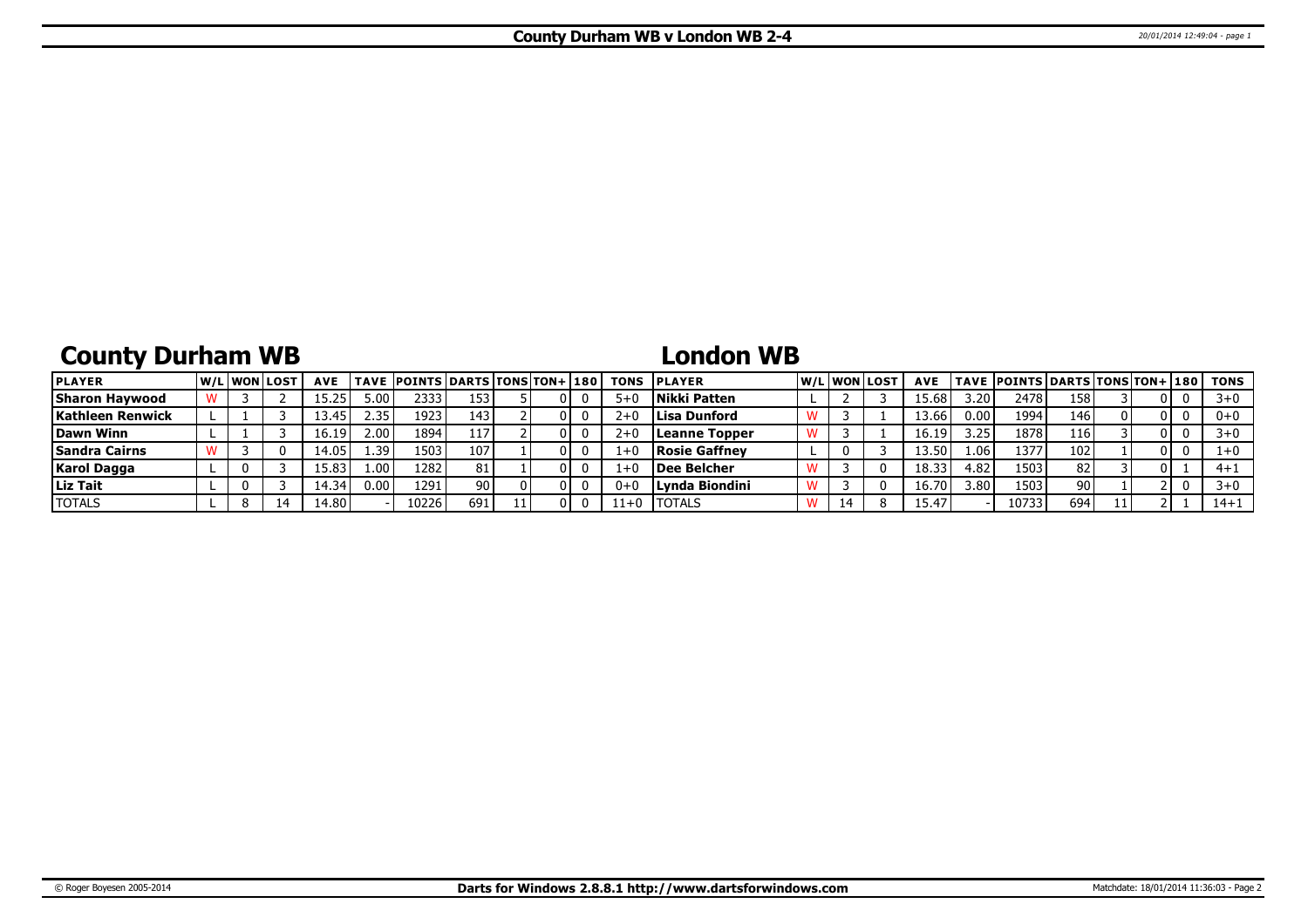# County Durham WB v London WB 2-4

## County Durham WB

| PLAYER | W/L | WON | LOST | AVE | TAVE | POINTS | DARTS | TONS | TON+ | 180 | TONS |
|---|---|---|---|---|---|---|---|---|---|---|---|
| Sharon Haywood | W | 3 | 2 | 15.25 | 5.00 | 2333 | 153 | 5 | 0 | 0 | 5+0 |
| Kathleen Renwick | L | 1 | 3 | 13.45 | 2.35 | 1923 | 143 | 2 | 0 | 0 | 2+0 |
| Dawn Winn | L | 1 | 3 | 16.19 | 2.00 | 1894 | 117 | 2 | 0 | 0 | 2+0 |
| Sandra Cairns | W | 3 | 0 | 14.05 | 1.39 | 1503 | 107 | 1 | 0 | 0 | 1+0 |
| Karol Dagga | L | 0 | 3 | 15.83 | 1.00 | 1282 | 81 | 1 | 0 | 0 | 1+0 |
| Liz Tait | L | 0 | 3 | 14.34 | 0.00 | 1291 | 90 | 0 | 0 | 0 | 0+0 |
| TOTALS | L | 8 | 14 | 14.80 | - | 10226 | 691 | 11 | 0 | 0 | 11+0 |

## London WB

| PLAYER | W/L | WON | LOST | AVE | TAVE | POINTS | DARTS | TONS | TON+ | 180 | TONS |
|---|---|---|---|---|---|---|---|---|---|---|---|
| Nikki Patten | L | 2 | 3 | 15.68 | 3.20 | 2478 | 158 | 3 | 0 | 0 | 3+0 |
| Lisa Dunford | W | 3 | 1 | 13.66 | 0.00 | 1994 | 146 | 0 | 0 | 0 | 0+0 |
| Leanne Topper | W | 3 | 1 | 16.19 | 3.25 | 1878 | 116 | 3 | 0 | 0 | 3+0 |
| Rosie Gaffney | L | 0 | 3 | 13.50 | 1.06 | 1377 | 102 | 1 | 0 | 0 | 1+0 |
| Dee Belcher | W | 3 | 0 | 18.33 | 4.82 | 1503 | 82 | 3 | 0 | 1 | 4+1 |
| Lynda Biondini | W | 3 | 0 | 16.70 | 3.80 | 1503 | 90 | 1 | 2 | 0 | 3+0 |
| TOTALS | W | 14 | 8 | 15.47 | - | 10733 | 694 | 11 | 2 | 1 | 14+1 |